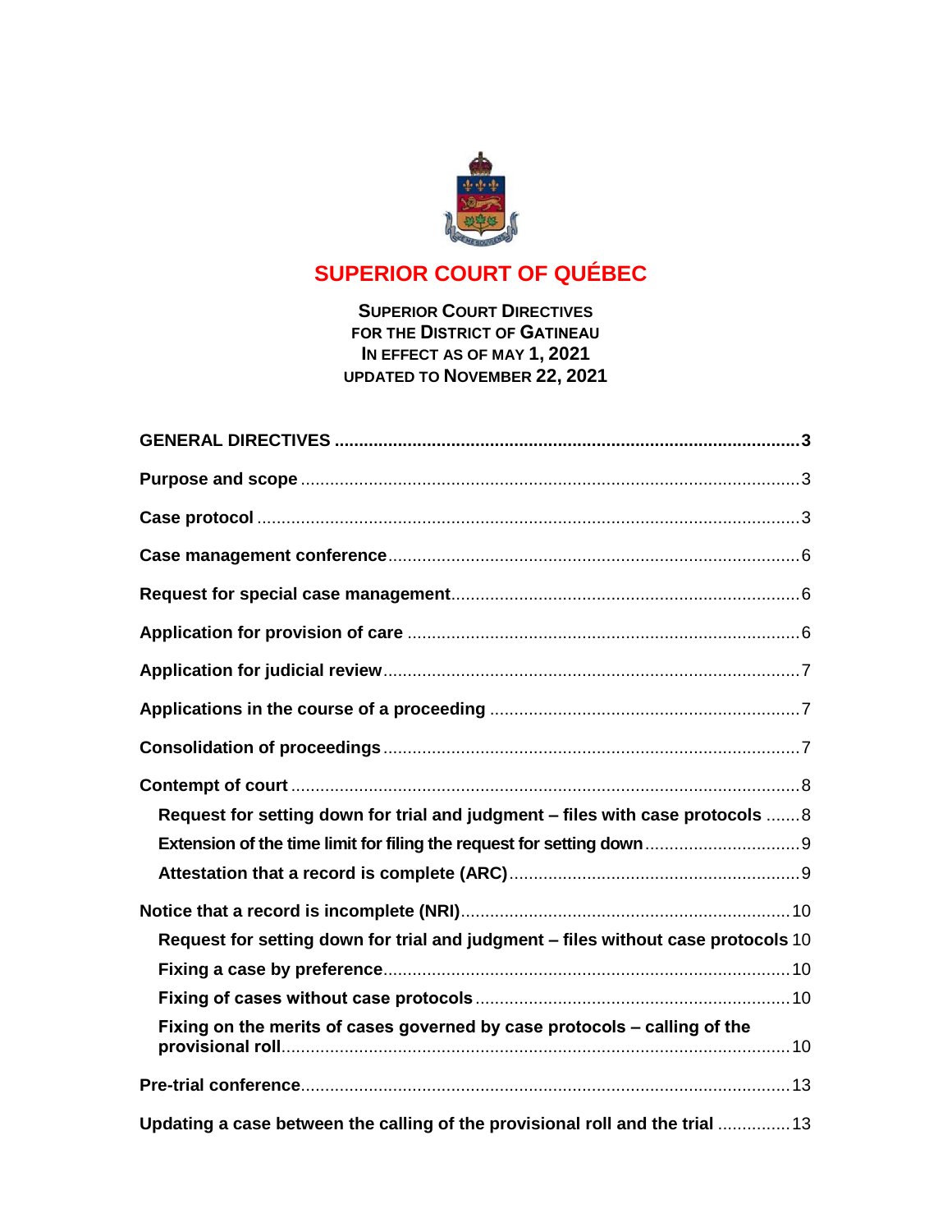# SUPERIOR COURT OF QUÉBEC

**SUPERIOR COURT DIRECTIVES**
**FOR THE DISTRICT OF GATINEAU**
**IN EFFECT AS OF MAY 1, 2021**
**UPDATED TO NOVEMBER 22, 2021**

**GENERAL DIRECTIVES** ........................................................................ **3**

**Purpose and scope** ........................................................................ 3

**Case protocol** ........................................................................ 3

**Case management conference** ........................................................................ 6

**Request for special case management** ........................................................................ 6

**Application for provision of care** ........................................................................ 6

**Application for judicial review** ........................................................................ 7

**Applications in the course of a proceeding** ........................................................................ 7

**Consolidation of proceedings** ........................................................................ 7

**Contempt of court** ........................................................................ 8

- **Request for setting down for trial and judgment – files with case protocols** ....... 8
- **Extension of the time limit for filing the request for setting down** ........................ 9
- **Attestation that a record is complete (ARC)** ........................................................ 9

**Notice that a record is incomplete (NRI)** ........................................................................ 10

- **Request for setting down for trial and judgment – files without case protocols** 10
- **Fixing a case by preference** ........................................................................ 10
- **Fixing of cases without case protocols** ........................................................................ 10
- **Fixing on the merits of cases governed by case protocols – calling of the provisional roll** ........................................................................ 10

**Pre-trial conference** ........................................................................ 13

**Updating a case between the calling of the provisional roll and the trial** ............... 13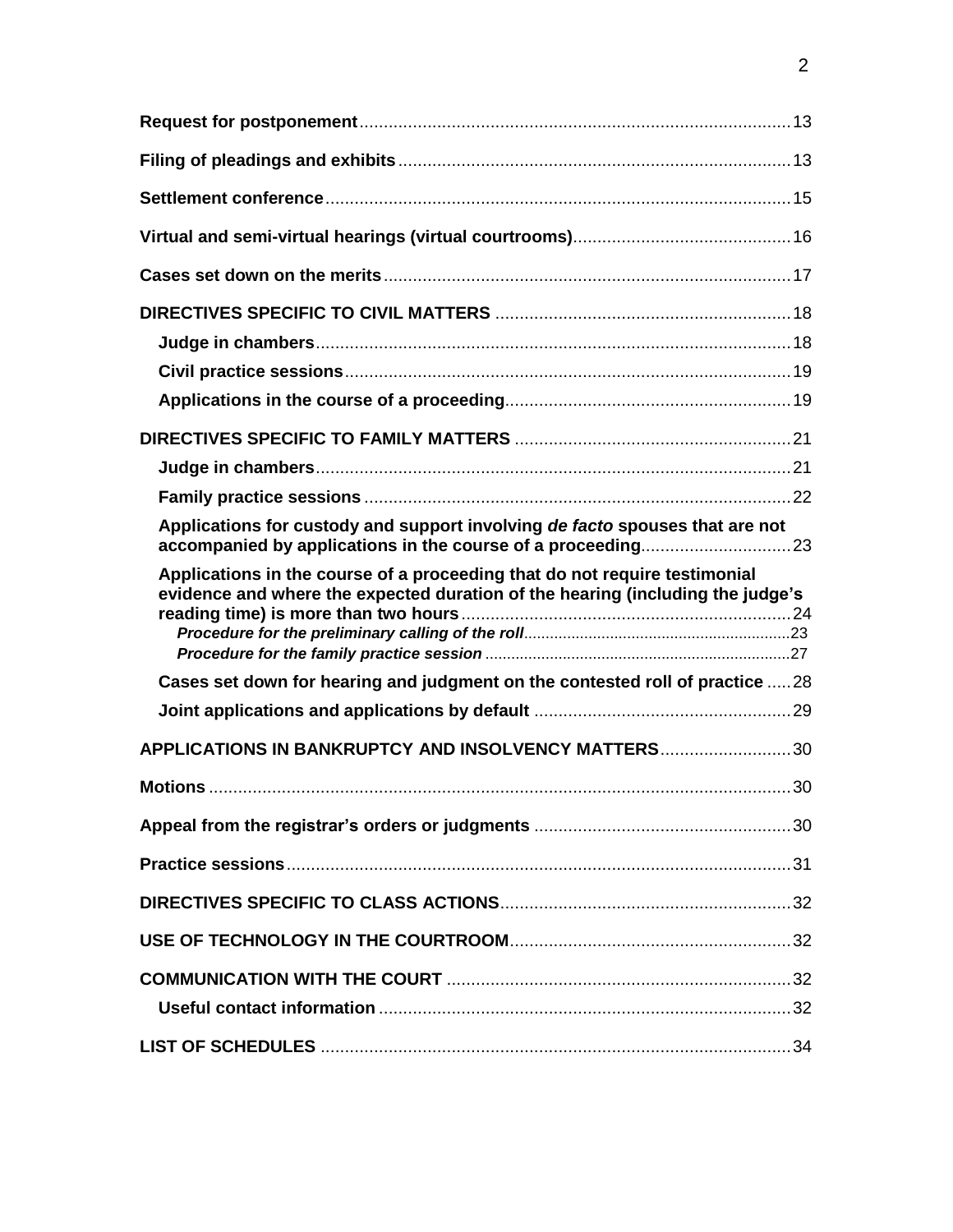**Request for postponement** .......................................................................................... 13

**Filing of pleadings and exhibits** ................................................................................ 13

**Settlement conference** ................................................................................................ 15

**Virtual and semi-virtual hearings (virtual courtrooms)** ............................................ 16

**Cases set down on the merits** .................................................................................... 17

**DIRECTIVES SPECIFIC TO CIVIL MATTERS** ............................................................. 18

- **Judge in chambers** .................................................................................................. 18
- **Civil practice sessions** ............................................................................................ 19
- **Applications in the course of a proceeding** .......................................................... 19

**DIRECTIVES SPECIFIC TO FAMILY MATTERS** ......................................................... 21

- **Judge in chambers** .................................................................................................. 21
- **Family practice sessions** ........................................................................................ 22
- **Applications for custody and support involving *de facto* spouses that are not accompanied by applications in the course of a proceeding** ............................... 23
- **Applications in the course of a proceeding that do not require testimonial evidence and where the expected duration of the hearing (including the judge's reading time) is more than two hours** .................................................................... 24
  - ***Procedure for the preliminary calling of the roll*** ............................................................ 23
  - ***Procedure for the family practice session*** ...................................................................... 27
- **Cases set down for hearing and judgment on the contested roll of practice** ..... 28
- **Joint applications and applications by default** ..................................................... 29

**APPLICATIONS IN BANKRUPTCY AND INSOLVENCY MATTERS** ........................... 30

**Motions** ........................................................................................................................ 30

**Appeal from the registrar's orders or judgments** ..................................................... 30

**Practice sessions** ......................................................................................................... 31

**DIRECTIVES SPECIFIC TO CLASS ACTIONS** ............................................................ 32

**USE OF TECHNOLOGY IN THE COURTROOM** .......................................................... 32

**COMMUNICATION WITH THE COURT** ....................................................................... 32

- **Useful contact information** ..................................................................................... 32

**LIST OF SCHEDULES** ................................................................................................. 34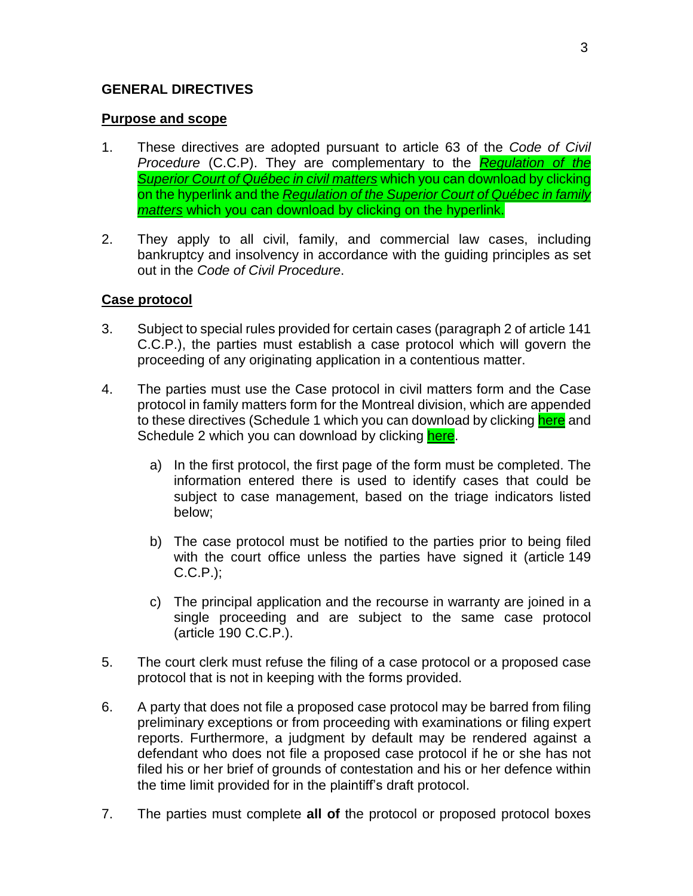## GENERAL DIRECTIVES

### Purpose and scope

1. These directives are adopted pursuant to article 63 of the *Code of Civil Procedure* (C.C.P). They are complementary to the ***Regulation of the Superior Court of Québec in civil matters*** which you can download by clicking on the hyperlink and the ***Regulation of the Superior Court of Québec in family matters*** which you can download by clicking on the hyperlink.

2. They apply to all civil, family, and commercial law cases, including bankruptcy and insolvency in accordance with the guiding principles as set out in the *Code of Civil Procedure*.

### Case protocol

3. Subject to special rules provided for certain cases (paragraph 2 of article 141 C.C.P.), the parties must establish a case protocol which will govern the proceeding of any originating application in a contentious matter.

4. The parties must use the Case protocol in civil matters form and the Case protocol in family matters form for the Montreal division, which are appended to these directives (Schedule 1 which you can download by clicking here and Schedule 2 which you can download by clicking here.

   a) In the first protocol, the first page of the form must be completed. The information entered there is used to identify cases that could be subject to case management, based on the triage indicators listed below;

   b) The case protocol must be notified to the parties prior to being filed with the court office unless the parties have signed it (article 149 C.C.P.);

   c) The principal application and the recourse in warranty are joined in a single proceeding and are subject to the same case protocol (article 190 C.C.P.).

5. The court clerk must refuse the filing of a case protocol or a proposed case protocol that is not in keeping with the forms provided.

6. A party that does not file a proposed case protocol may be barred from filing preliminary exceptions or from proceeding with examinations or filing expert reports. Furthermore, a judgment by default may be rendered against a defendant who does not file a proposed case protocol if he or she has not filed his or her brief of grounds of contestation and his or her defence within the time limit provided for in the plaintiff's draft protocol.

7. The parties must complete **all of** the protocol or proposed protocol boxes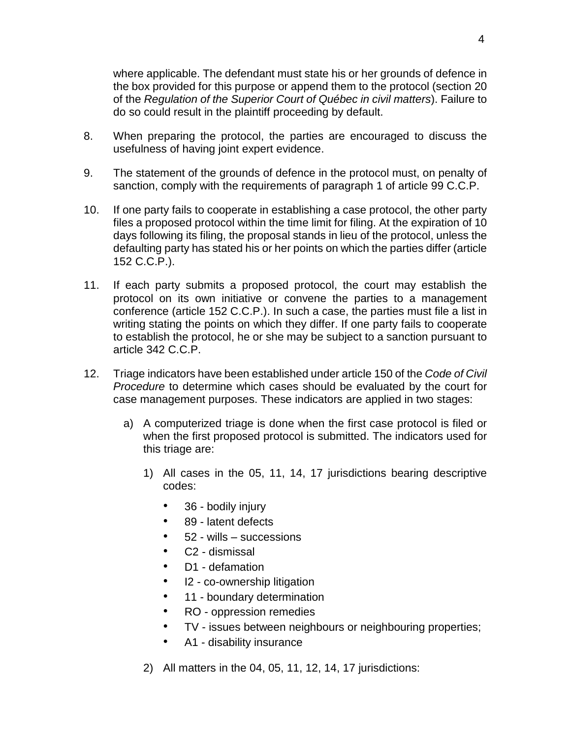where applicable. The defendant must state his or her grounds of defence in the box provided for this purpose or append them to the protocol (section 20 of the *Regulation of the Superior Court of Québec in civil matters*). Failure to do so could result in the plaintiff proceeding by default.

8. When preparing the protocol, the parties are encouraged to discuss the usefulness of having joint expert evidence.

9. The statement of the grounds of defence in the protocol must, on penalty of sanction, comply with the requirements of paragraph 1 of article 99 C.C.P.

10. If one party fails to cooperate in establishing a case protocol, the other party files a proposed protocol within the time limit for filing. At the expiration of 10 days following its filing, the proposal stands in lieu of the protocol, unless the defaulting party has stated his or her points on which the parties differ (article 152 C.C.P.).

11. If each party submits a proposed protocol, the court may establish the protocol on its own initiative or convene the parties to a management conference (article 152 C.C.P.). In such a case, the parties must file a list in writing stating the points on which they differ. If one party fails to cooperate to establish the protocol, he or she may be subject to a sanction pursuant to article 342 C.C.P.

12. Triage indicators have been established under article 150 of the *Code of Civil Procedure* to determine which cases should be evaluated by the court for case management purposes. These indicators are applied in two stages:

    a) A computerized triage is done when the first case protocol is filed or when the first proposed protocol is submitted. The indicators used for this triage are:

        1) All cases in the 05, 11, 14, 17 jurisdictions bearing descriptive codes:

            - 36 - bodily injury
            - 89 - latent defects
            - 52 - wills – successions
            - C2 - dismissal
            - D1 - defamation
            - I2 - co-ownership litigation
            - 11 - boundary determination
            - RO - oppression remedies
            - TV - issues between neighbours or neighbouring properties;
            - A1 - disability insurance

        2) All matters in the 04, 05, 11, 12, 14, 17 jurisdictions: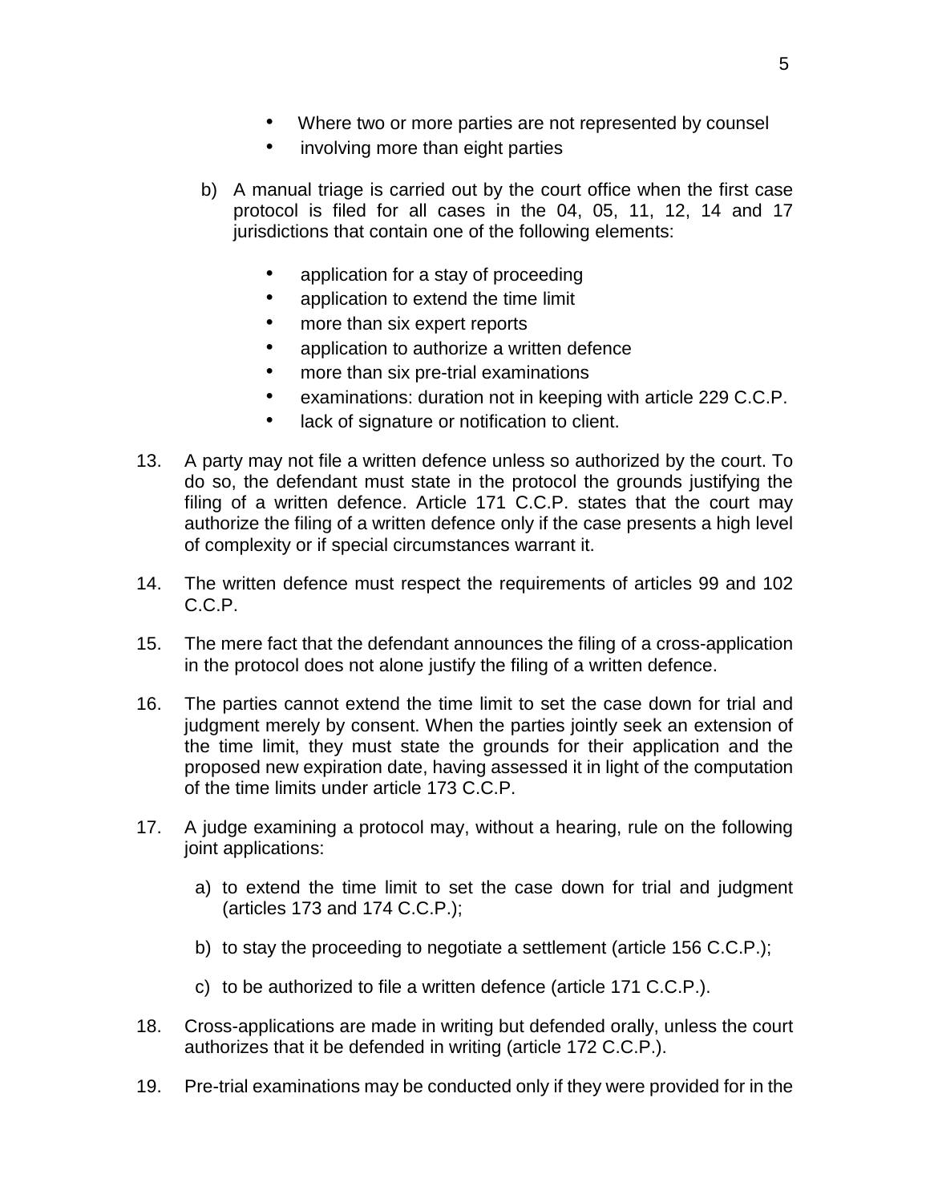- Where two or more parties are not represented by counsel
- involving more than eight parties

b) A manual triage is carried out by the court office when the first case protocol is filed for all cases in the 04, 05, 11, 12, 14 and 17 jurisdictions that contain one of the following elements:

- application for a stay of proceeding
- application to extend the time limit
- more than six expert reports
- application to authorize a written defence
- more than six pre-trial examinations
- examinations: duration not in keeping with article 229 C.C.P.
- lack of signature or notification to client.

13. A party may not file a written defence unless so authorized by the court. To do so, the defendant must state in the protocol the grounds justifying the filing of a written defence. Article 171 C.C.P. states that the court may authorize the filing of a written defence only if the case presents a high level of complexity or if special circumstances warrant it.

14. The written defence must respect the requirements of articles 99 and 102 C.C.P.

15. The mere fact that the defendant announces the filing of a cross-application in the protocol does not alone justify the filing of a written defence.

16. The parties cannot extend the time limit to set the case down for trial and judgment merely by consent. When the parties jointly seek an extension of the time limit, they must state the grounds for their application and the proposed new expiration date, having assessed it in light of the computation of the time limits under article 173 C.C.P.

17. A judge examining a protocol may, without a hearing, rule on the following joint applications:

    a) to extend the time limit to set the case down for trial and judgment (articles 173 and 174 C.C.P.);

    b) to stay the proceeding to negotiate a settlement (article 156 C.C.P.);

    c) to be authorized to file a written defence (article 171 C.C.P.).

18. Cross-applications are made in writing but defended orally, unless the court authorizes that it be defended in writing (article 172 C.C.P.).

19. Pre-trial examinations may be conducted only if they were provided for in the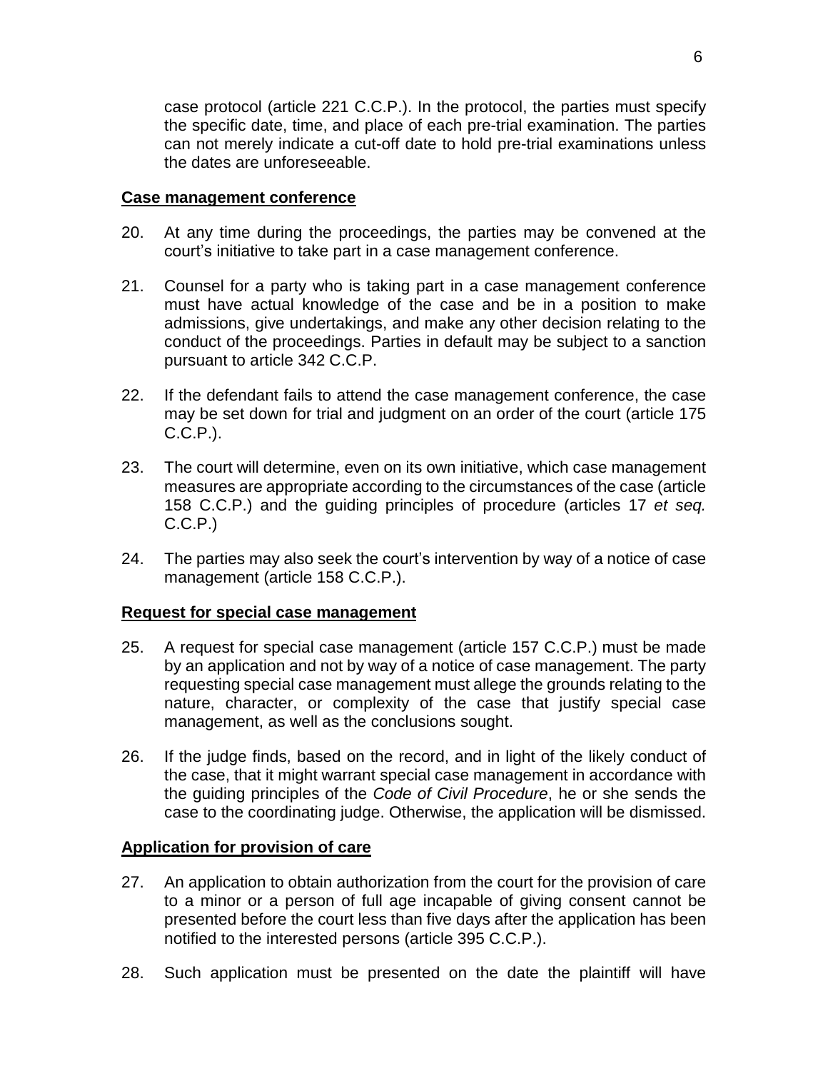case protocol (article 221 C.C.P.). In the protocol, the parties must specify the specific date, time, and place of each pre-trial examination. The parties can not merely indicate a cut-off date to hold pre-trial examinations unless the dates are unforeseeable.

**Case management conference**

20. At any time during the proceedings, the parties may be convened at the court's initiative to take part in a case management conference.

21. Counsel for a party who is taking part in a case management conference must have actual knowledge of the case and be in a position to make admissions, give undertakings, and make any other decision relating to the conduct of the proceedings. Parties in default may be subject to a sanction pursuant to article 342 C.C.P.

22. If the defendant fails to attend the case management conference, the case may be set down for trial and judgment on an order of the court (article 175 C.C.P.).

23. The court will determine, even on its own initiative, which case management measures are appropriate according to the circumstances of the case (article 158 C.C.P.) and the guiding principles of procedure (articles 17 *et seq.* C.C.P.)

24. The parties may also seek the court's intervention by way of a notice of case management (article 158 C.C.P.).

**Request for special case management**

25. A request for special case management (article 157 C.C.P.) must be made by an application and not by way of a notice of case management. The party requesting special case management must allege the grounds relating to the nature, character, or complexity of the case that justify special case management, as well as the conclusions sought.

26. If the judge finds, based on the record, and in light of the likely conduct of the case, that it might warrant special case management in accordance with the guiding principles of the *Code of Civil Procedure*, he or she sends the case to the coordinating judge. Otherwise, the application will be dismissed.

**Application for provision of care**

27. An application to obtain authorization from the court for the provision of care to a minor or a person of full age incapable of giving consent cannot be presented before the court less than five days after the application has been notified to the interested persons (article 395 C.C.P.).

28. Such application must be presented on the date the plaintiff will have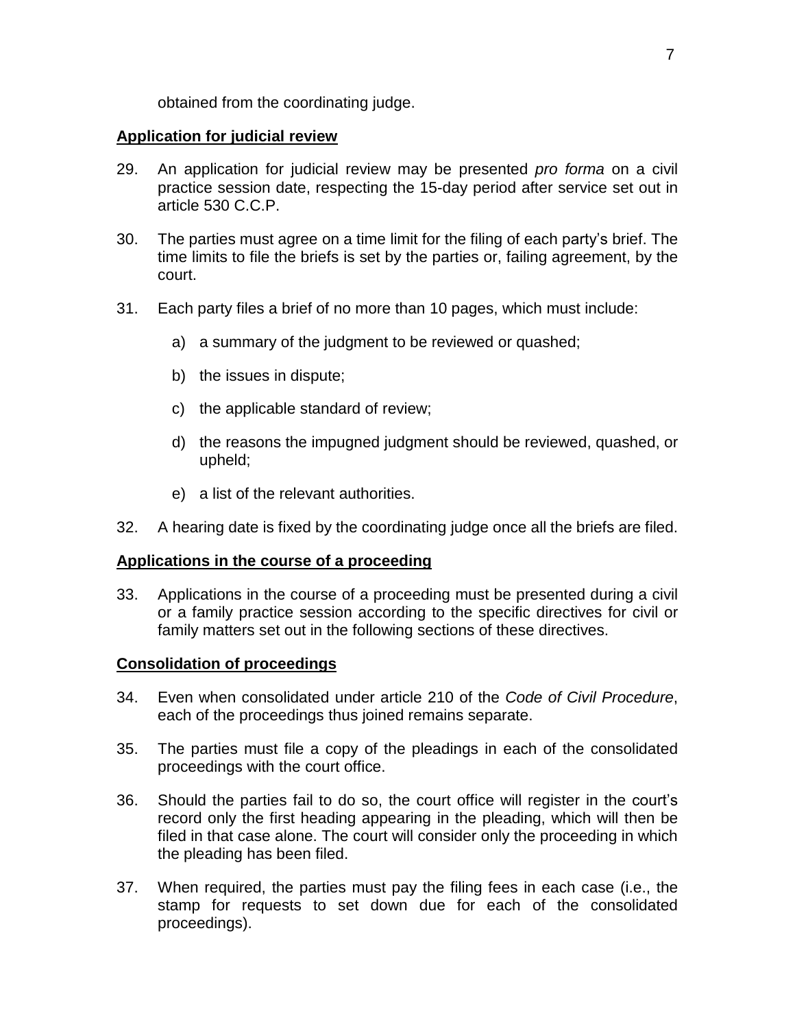obtained from the coordinating judge.

**Application for judicial review**

29. An application for judicial review may be presented *pro forma* on a civil practice session date, respecting the 15-day period after service set out in article 530 C.C.P.

30. The parties must agree on a time limit for the filing of each party's brief. The time limits to file the briefs is set by the parties or, failing agreement, by the court.

31. Each party files a brief of no more than 10 pages, which must include:

    a) a summary of the judgment to be reviewed or quashed;

    b) the issues in dispute;

    c) the applicable standard of review;

    d) the reasons the impugned judgment should be reviewed, quashed, or upheld;

    e) a list of the relevant authorities.

32. A hearing date is fixed by the coordinating judge once all the briefs are filed.

**Applications in the course of a proceeding**

33. Applications in the course of a proceeding must be presented during a civil or a family practice session according to the specific directives for civil or family matters set out in the following sections of these directives.

**Consolidation of proceedings**

34. Even when consolidated under article 210 of the *Code of Civil Procedure*, each of the proceedings thus joined remains separate.

35. The parties must file a copy of the pleadings in each of the consolidated proceedings with the court office.

36. Should the parties fail to do so, the court office will register in the court's record only the first heading appearing in the pleading, which will then be filed in that case alone. The court will consider only the proceeding in which the pleading has been filed.

37. When required, the parties must pay the filing fees in each case (i.e., the stamp for requests to set down due for each of the consolidated proceedings).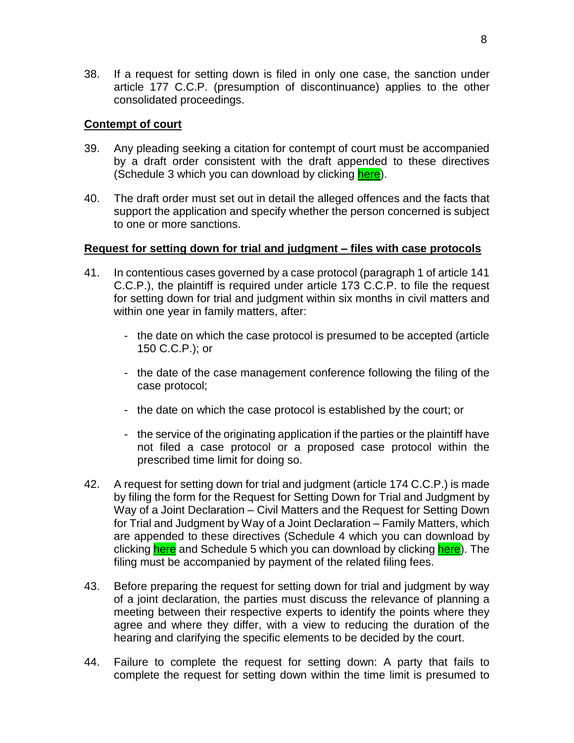38. If a request for setting down is filed in only one case, the sanction under article 177 C.C.P. (presumption of discontinuance) applies to the other consolidated proceedings.

**Contempt of court**

39. Any pleading seeking a citation for contempt of court must be accompanied by a draft order consistent with the draft appended to these directives (Schedule 3 which you can download by clicking here).

40. The draft order must set out in detail the alleged offences and the facts that support the application and specify whether the person concerned is subject to one or more sanctions.

**Request for setting down for trial and judgment – files with case protocols**

41. In contentious cases governed by a case protocol (paragraph 1 of article 141 C.C.P.), the plaintiff is required under article 173 C.C.P. to file the request for setting down for trial and judgment within six months in civil matters and within one year in family matters, after:

    - the date on which the case protocol is presumed to be accepted (article 150 C.C.P.); or
    - the date of the case management conference following the filing of the case protocol;
    - the date on which the case protocol is established by the court; or
    - the service of the originating application if the parties or the plaintiff have not filed a case protocol or a proposed case protocol within the prescribed time limit for doing so.

42. A request for setting down for trial and judgment (article 174 C.C.P.) is made by filing the form for the Request for Setting Down for Trial and Judgment by Way of a Joint Declaration – Civil Matters and the Request for Setting Down for Trial and Judgment by Way of a Joint Declaration – Family Matters, which are appended to these directives (Schedule 4 which you can download by clicking here and Schedule 5 which you can download by clicking here). The filing must be accompanied by payment of the related filing fees.

43. Before preparing the request for setting down for trial and judgment by way of a joint declaration, the parties must discuss the relevance of planning a meeting between their respective experts to identify the points where they agree and where they differ, with a view to reducing the duration of the hearing and clarifying the specific elements to be decided by the court.

44. Failure to complete the request for setting down: A party that fails to complete the request for setting down within the time limit is presumed to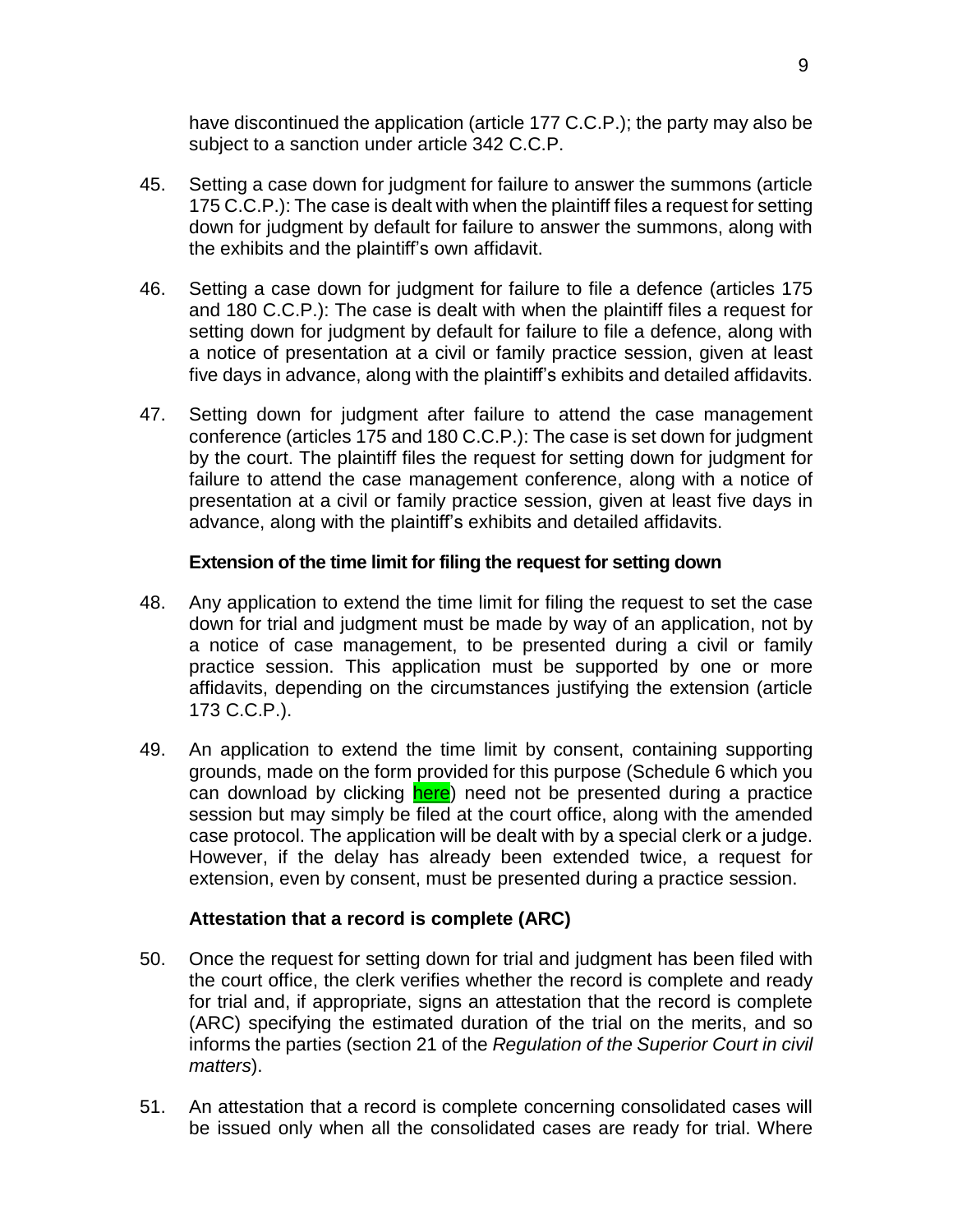have discontinued the application (article 177 C.C.P.); the party may also be subject to a sanction under article 342 C.C.P.

45. Setting a case down for judgment for failure to answer the summons (article 175 C.C.P.): The case is dealt with when the plaintiff files a request for setting down for judgment by default for failure to answer the summons, along with the exhibits and the plaintiff's own affidavit.

46. Setting a case down for judgment for failure to file a defence (articles 175 and 180 C.C.P.): The case is dealt with when the plaintiff files a request for setting down for judgment by default for failure to file a defence, along with a notice of presentation at a civil or family practice session, given at least five days in advance, along with the plaintiff's exhibits and detailed affidavits.

47. Setting down for judgment after failure to attend the case management conference (articles 175 and 180 C.C.P.): The case is set down for judgment by the court. The plaintiff files the request for setting down for judgment for failure to attend the case management conference, along with a notice of presentation at a civil or family practice session, given at least five days in advance, along with the plaintiff's exhibits and detailed affidavits.

### Extension of the time limit for filing the request for setting down

48. Any application to extend the time limit for filing the request to set the case down for trial and judgment must be made by way of an application, not by a notice of case management, to be presented during a civil or family practice session. This application must be supported by one or more affidavits, depending on the circumstances justifying the extension (article 173 C.C.P.).

49. An application to extend the time limit by consent, containing supporting grounds, made on the form provided for this purpose (Schedule 6 which you can download by clicking here) need not be presented during a practice session but may simply be filed at the court office, along with the amended case protocol. The application will be dealt with by a special clerk or a judge. However, if the delay has already been extended twice, a request for extension, even by consent, must be presented during a practice session.

### Attestation that a record is complete (ARC)

50. Once the request for setting down for trial and judgment has been filed with the court office, the clerk verifies whether the record is complete and ready for trial and, if appropriate, signs an attestation that the record is complete (ARC) specifying the estimated duration of the trial on the merits, and so informs the parties (section 21 of the *Regulation of the Superior Court in civil matters*).

51. An attestation that a record is complete concerning consolidated cases will be issued only when all the consolidated cases are ready for trial. Where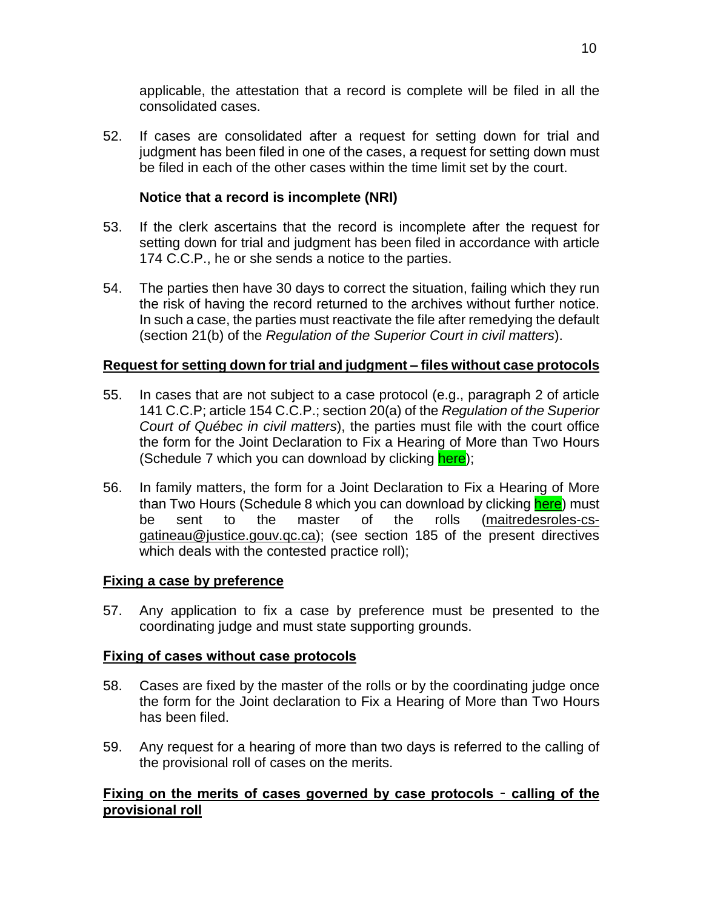applicable, the attestation that a record is complete will be filed in all the consolidated cases.

52. If cases are consolidated after a request for setting down for trial and judgment has been filed in one of the cases, a request for setting down must be filed in each of the other cases within the time limit set by the court.

**Notice that a record is incomplete (NRI)**

53. If the clerk ascertains that the record is incomplete after the request for setting down for trial and judgment has been filed in accordance with article 174 C.C.P., he or she sends a notice to the parties.

54. The parties then have 30 days to correct the situation, failing which they run the risk of having the record returned to the archives without further notice. In such a case, the parties must reactivate the file after remedying the default (section 21(b) of the *Regulation of the Superior Court in civil matters*).

**Request for setting down for trial and judgment – files without case protocols**

55. In cases that are not subject to a case protocol (e.g., paragraph 2 of article 141 C.C.P; article 154 C.C.P.; section 20(a) of the *Regulation of the Superior Court of Québec in civil matters*), the parties must file with the court office the form for the Joint Declaration to Fix a Hearing of More than Two Hours (Schedule 7 which you can download by clicking here);

56. In family matters, the form for a Joint Declaration to Fix a Hearing of More than Two Hours (Schedule 8 which you can download by clicking here) must be sent to the master of the rolls (maitredesroles-cs-gatineau@justice.gouv.qc.ca); (see section 185 of the present directives which deals with the contested practice roll);

**Fixing a case by preference**

57. Any application to fix a case by preference must be presented to the coordinating judge and must state supporting grounds.

**Fixing of cases without case protocols**

58. Cases are fixed by the master of the rolls or by the coordinating judge once the form for the Joint declaration to Fix a Hearing of More than Two Hours has been filed.

59. Any request for a hearing of more than two days is referred to the calling of the provisional roll of cases on the merits.

**Fixing on the merits of cases governed by case protocols - calling of the provisional roll**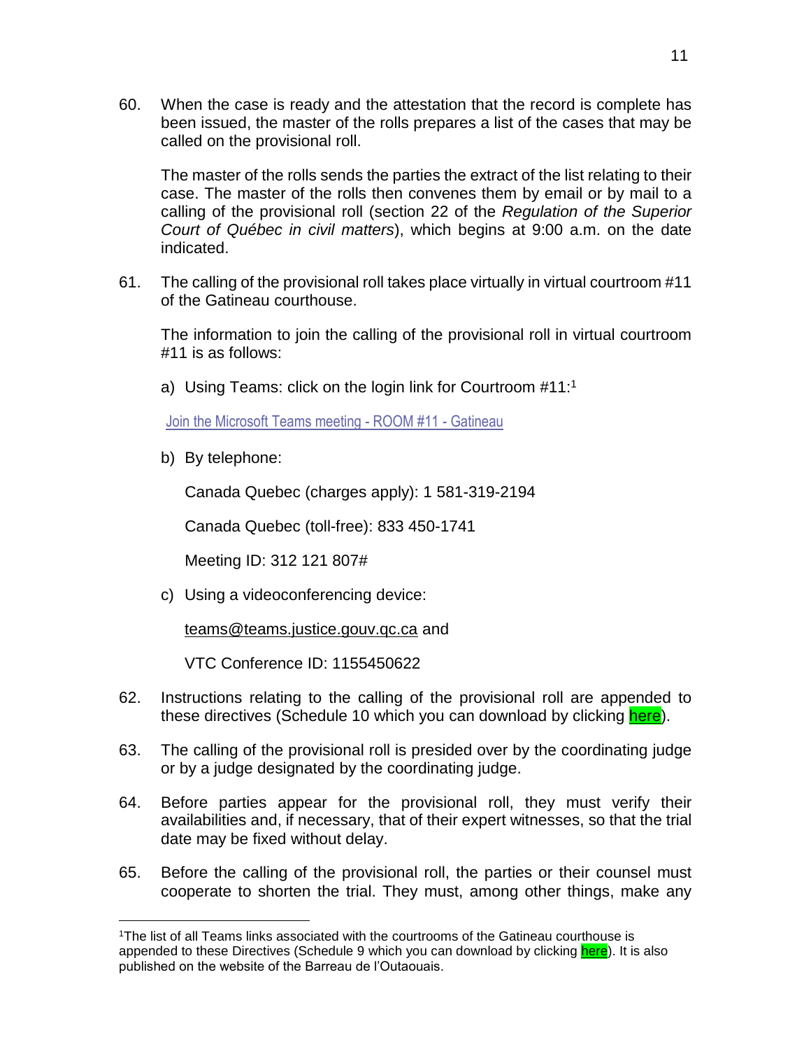60. When the case is ready and the attestation that the record is complete has been issued, the master of the rolls prepares a list of the cases that may be called on the provisional roll.

    The master of the rolls sends the parties the extract of the list relating to their case. The master of the rolls then convenes them by email or by mail to a calling of the provisional roll (section 22 of the *Regulation of the Superior Court of Québec in civil matters*), which begins at 9:00 a.m. on the date indicated.

61. The calling of the provisional roll takes place virtually in virtual courtroom #11 of the Gatineau courthouse.

    The information to join the calling of the provisional roll in virtual courtroom #11 is as follows:

    a) Using Teams: click on the login link for Courtroom #11:[1]

       Join the Microsoft Teams meeting - ROOM #11 - Gatineau

    b) By telephone:

       Canada Quebec (charges apply): 1 581-319-2194

       Canada Quebec (toll-free): 833 450-1741

       Meeting ID: 312 121 807#

    c) Using a videoconferencing device:

       teams@teams.justice.gouv.qc.ca and

       VTC Conference ID: 1155450622

62. Instructions relating to the calling of the provisional roll are appended to these directives (Schedule 10 which you can download by clicking here).

63. The calling of the provisional roll is presided over by the coordinating judge or by a judge designated by the coordinating judge.

64. Before parties appear for the provisional roll, they must verify their availabilities and, if necessary, that of their expert witnesses, so that the trial date may be fixed without delay.

65. Before the calling of the provisional roll, the parties or their counsel must cooperate to shorten the trial. They must, among other things, make any

---

[1] The list of all Teams links associated with the courtrooms of the Gatineau courthouse is appended to these Directives (Schedule 9 which you can download by clicking here). It is also published on the website of the Barreau de l'Outaouais.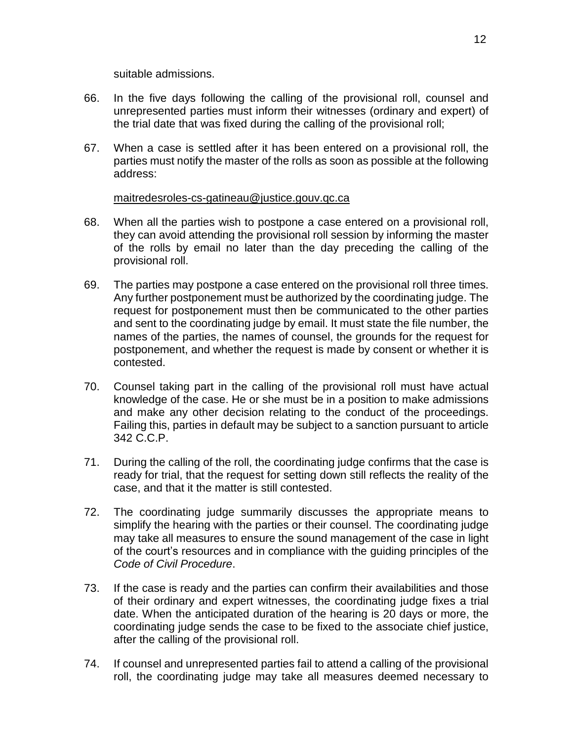suitable admissions.

66. In the five days following the calling of the provisional roll, counsel and unrepresented parties must inform their witnesses (ordinary and expert) of the trial date that was fixed during the calling of the provisional roll;

67. When a case is settled after it has been entered on a provisional roll, the parties must notify the master of the rolls as soon as possible at the following address:

    maitredesroles-cs-gatineau@justice.gouv.qc.ca

68. When all the parties wish to postpone a case entered on a provisional roll, they can avoid attending the provisional roll session by informing the master of the rolls by email no later than the day preceding the calling of the provisional roll.

69. The parties may postpone a case entered on the provisional roll three times. Any further postponement must be authorized by the coordinating judge. The request for postponement must then be communicated to the other parties and sent to the coordinating judge by email. It must state the file number, the names of the parties, the names of counsel, the grounds for the request for postponement, and whether the request is made by consent or whether it is contested.

70. Counsel taking part in the calling of the provisional roll must have actual knowledge of the case. He or she must be in a position to make admissions and make any other decision relating to the conduct of the proceedings. Failing this, parties in default may be subject to a sanction pursuant to article 342 C.C.P.

71. During the calling of the roll, the coordinating judge confirms that the case is ready for trial, that the request for setting down still reflects the reality of the case, and that it the matter is still contested.

72. The coordinating judge summarily discusses the appropriate means to simplify the hearing with the parties or their counsel. The coordinating judge may take all measures to ensure the sound management of the case in light of the court's resources and in compliance with the guiding principles of the *Code of Civil Procedure*.

73. If the case is ready and the parties can confirm their availabilities and those of their ordinary and expert witnesses, the coordinating judge fixes a trial date. When the anticipated duration of the hearing is 20 days or more, the coordinating judge sends the case to be fixed to the associate chief justice, after the calling of the provisional roll.

74. If counsel and unrepresented parties fail to attend a calling of the provisional roll, the coordinating judge may take all measures deemed necessary to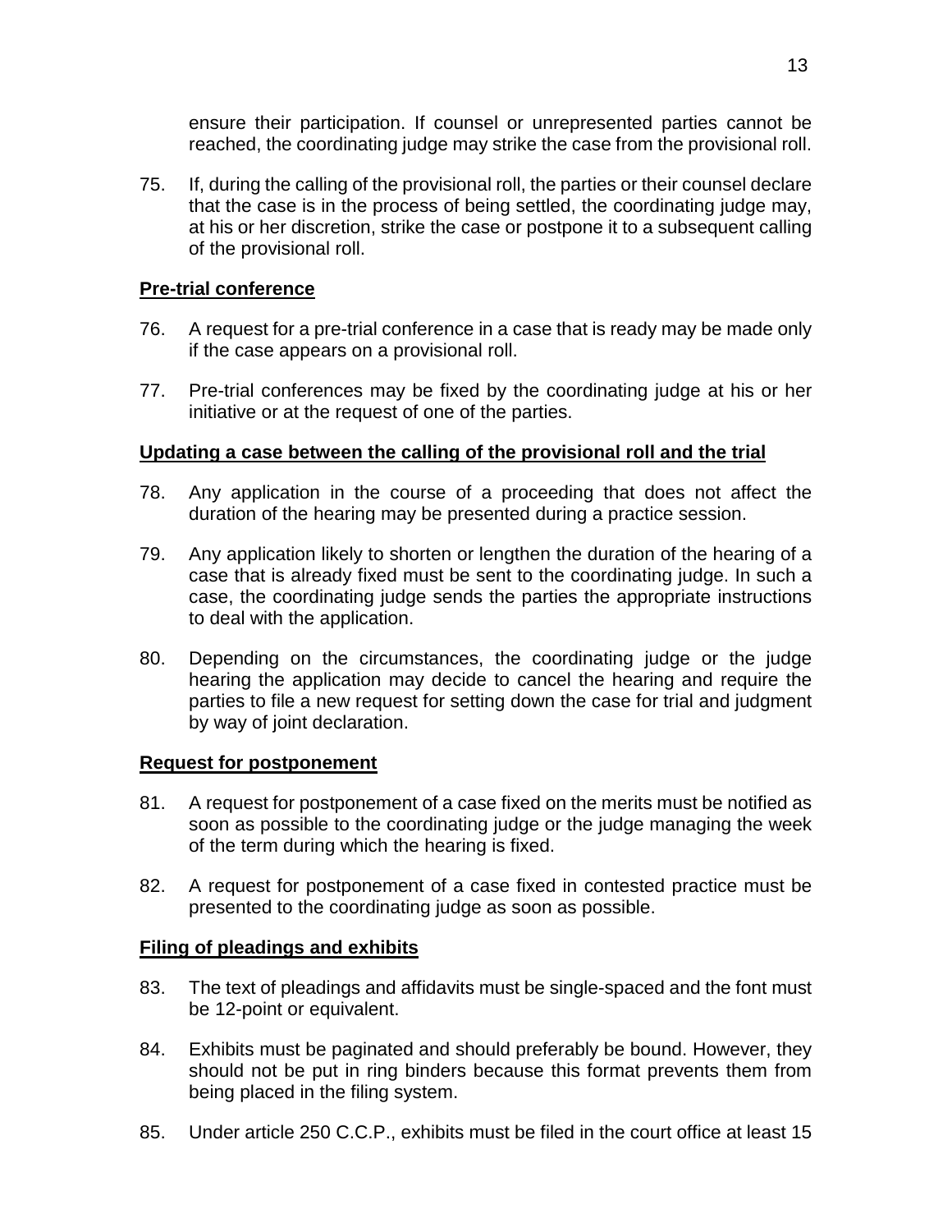ensure their participation. If counsel or unrepresented parties cannot be reached, the coordinating judge may strike the case from the provisional roll.

75. If, during the calling of the provisional roll, the parties or their counsel declare that the case is in the process of being settled, the coordinating judge may, at his or her discretion, strike the case or postpone it to a subsequent calling of the provisional roll.

**Pre-trial conference**

76. A request for a pre-trial conference in a case that is ready may be made only if the case appears on a provisional roll.

77. Pre-trial conferences may be fixed by the coordinating judge at his or her initiative or at the request of one of the parties.

**Updating a case between the calling of the provisional roll and the trial**

78. Any application in the course of a proceeding that does not affect the duration of the hearing may be presented during a practice session.

79. Any application likely to shorten or lengthen the duration of the hearing of a case that is already fixed must be sent to the coordinating judge. In such a case, the coordinating judge sends the parties the appropriate instructions to deal with the application.

80. Depending on the circumstances, the coordinating judge or the judge hearing the application may decide to cancel the hearing and require the parties to file a new request for setting down the case for trial and judgment by way of joint declaration.

**Request for postponement**

81. A request for postponement of a case fixed on the merits must be notified as soon as possible to the coordinating judge or the judge managing the week of the term during which the hearing is fixed.

82. A request for postponement of a case fixed in contested practice must be presented to the coordinating judge as soon as possible.

**Filing of pleadings and exhibits**

83. The text of pleadings and affidavits must be single-spaced and the font must be 12-point or equivalent.

84. Exhibits must be paginated and should preferably be bound. However, they should not be put in ring binders because this format prevents them from being placed in the filing system.

85. Under article 250 C.C.P., exhibits must be filed in the court office at least 15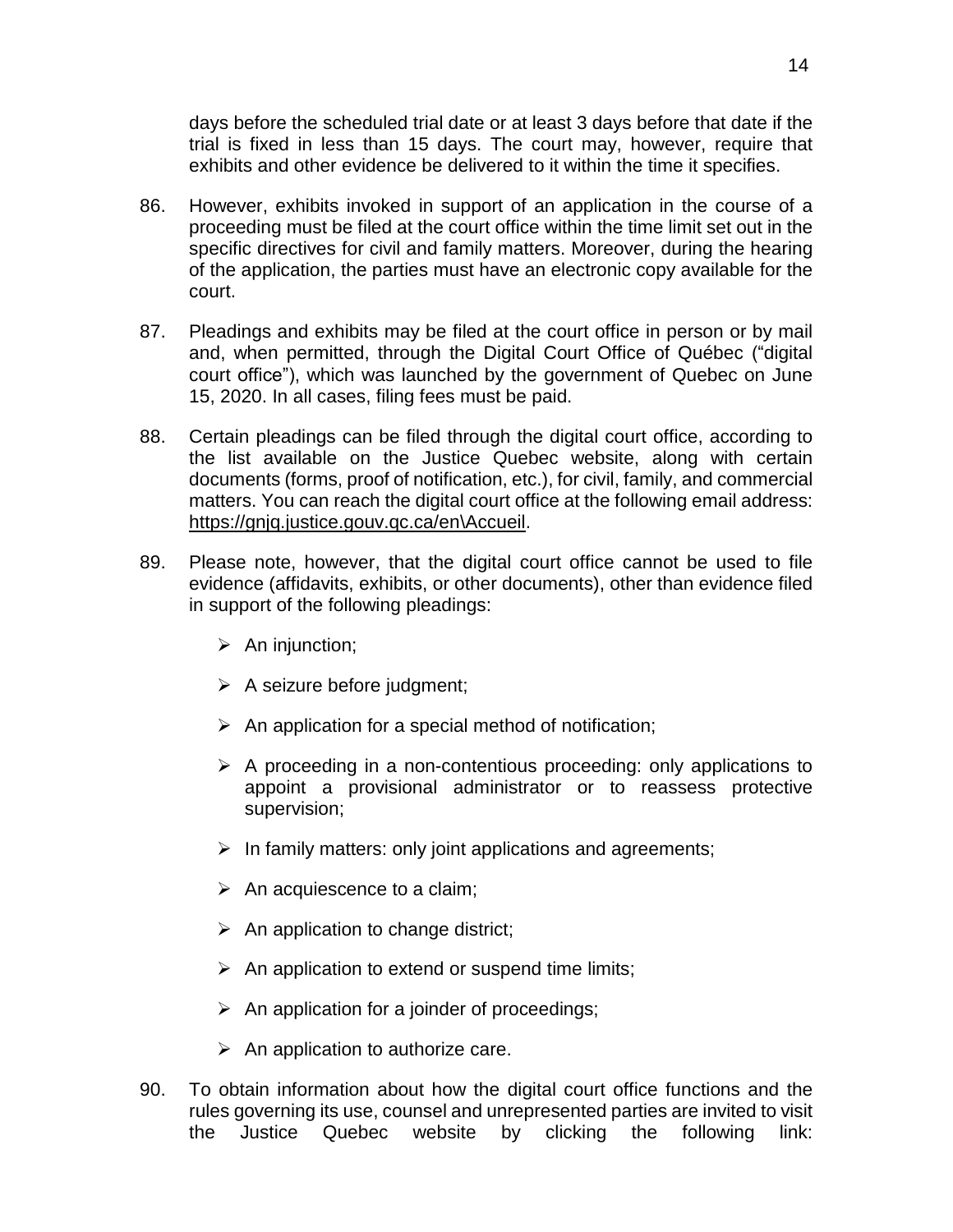days before the scheduled trial date or at least 3 days before that date if the trial is fixed in less than 15 days. The court may, however, require that exhibits and other evidence be delivered to it within the time it specifies.

86. However, exhibits invoked in support of an application in the course of a proceeding must be filed at the court office within the time limit set out in the specific directives for civil and family matters. Moreover, during the hearing of the application, the parties must have an electronic copy available for the court.

87. Pleadings and exhibits may be filed at the court office in person or by mail and, when permitted, through the Digital Court Office of Québec ("digital court office"), which was launched by the government of Quebec on June 15, 2020. In all cases, filing fees must be paid.

88. Certain pleadings can be filed through the digital court office, according to the list available on the Justice Quebec website, along with certain documents (forms, proof of notification, etc.), for civil, family, and commercial matters. You can reach the digital court office at the following email address: https://gnjq.justice.gouv.qc.ca/en\Accueil.

89. Please note, however, that the digital court office cannot be used to file evidence (affidavits, exhibits, or other documents), other than evidence filed in support of the following pleadings:

   - An injunction;
   - A seizure before judgment;
   - An application for a special method of notification;
   - A proceeding in a non-contentious proceeding: only applications to appoint a provisional administrator or to reassess protective supervision;
   - In family matters: only joint applications and agreements;
   - An acquiescence to a claim;
   - An application to change district;
   - An application to extend or suspend time limits;
   - An application for a joinder of proceedings;
   - An application to authorize care.

90. To obtain information about how the digital court office functions and the rules governing its use, counsel and unrepresented parties are invited to visit the Justice Quebec website by clicking the following link: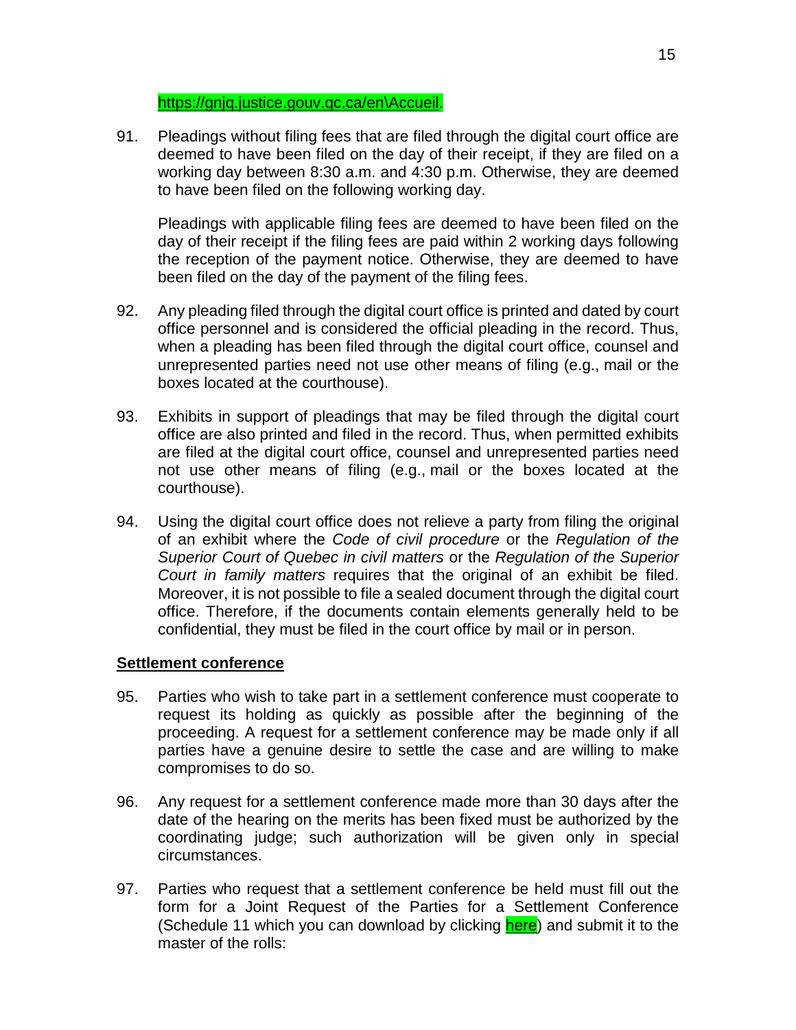https://gnjq.justice.gouv.qc.ca/en\Accueil.

91. Pleadings without filing fees that are filed through the digital court office are deemed to have been filed on the day of their receipt, if they are filed on a working day between 8:30 a.m. and 4:30 p.m. Otherwise, they are deemed to have been filed on the following working day.

    Pleadings with applicable filing fees are deemed to have been filed on the day of their receipt if the filing fees are paid within 2 working days following the reception of the payment notice. Otherwise, they are deemed to have been filed on the day of the payment of the filing fees.

92. Any pleading filed through the digital court office is printed and dated by court office personnel and is considered the official pleading in the record. Thus, when a pleading has been filed through the digital court office, counsel and unrepresented parties need not use other means of filing (e.g., mail or the boxes located at the courthouse).

93. Exhibits in support of pleadings that may be filed through the digital court office are also printed and filed in the record. Thus, when permitted exhibits are filed at the digital court office, counsel and unrepresented parties need not use other means of filing (e.g., mail or the boxes located at the courthouse).

94. Using the digital court office does not relieve a party from filing the original of an exhibit where the *Code of civil procedure* or the *Regulation of the Superior Court of Quebec in civil matters* or the *Regulation of the Superior Court in family matters* requires that the original of an exhibit be filed. Moreover, it is not possible to file a sealed document through the digital court office. Therefore, if the documents contain elements generally held to be confidential, they must be filed in the court office by mail or in person.

**Settlement conference**

95. Parties who wish to take part in a settlement conference must cooperate to request its holding as quickly as possible after the beginning of the proceeding. A request for a settlement conference may be made only if all parties have a genuine desire to settle the case and are willing to make compromises to do so.

96. Any request for a settlement conference made more than 30 days after the date of the hearing on the merits has been fixed must be authorized by the coordinating judge; such authorization will be given only in special circumstances.

97. Parties who request that a settlement conference be held must fill out the form for a Joint Request of the Parties for a Settlement Conference (Schedule 11 which you can download by clicking here) and submit it to the master of the rolls: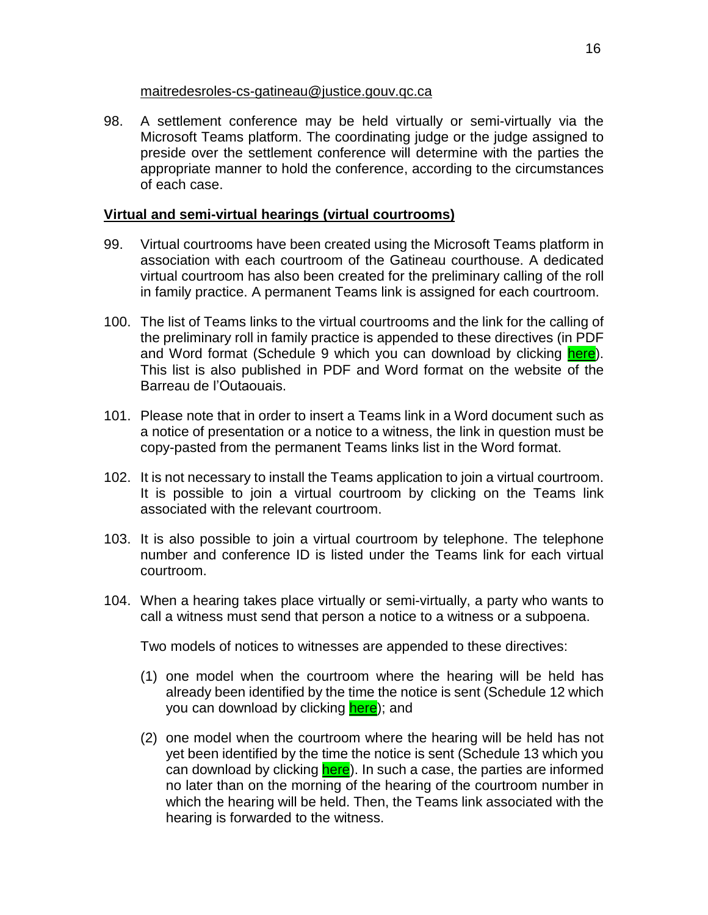maitredesroles-cs-gatineau@justice.gouv.qc.ca

98. A settlement conference may be held virtually or semi-virtually via the Microsoft Teams platform. The coordinating judge or the judge assigned to preside over the settlement conference will determine with the parties the appropriate manner to hold the conference, according to the circumstances of each case.

## Virtual and semi-virtual hearings (virtual courtrooms)

99. Virtual courtrooms have been created using the Microsoft Teams platform in association with each courtroom of the Gatineau courthouse. A dedicated virtual courtroom has also been created for the preliminary calling of the roll in family practice. A permanent Teams link is assigned for each courtroom.

100. The list of Teams links to the virtual courtrooms and the link for the calling of the preliminary roll in family practice is appended to these directives (in PDF and Word format (Schedule 9 which you can download by clicking here). This list is also published in PDF and Word format on the website of the Barreau de l'Outaouais.

101. Please note that in order to insert a Teams link in a Word document such as a notice of presentation or a notice to a witness, the link in question must be copy-pasted from the permanent Teams links list in the Word format.

102. It is not necessary to install the Teams application to join a virtual courtroom. It is possible to join a virtual courtroom by clicking on the Teams link associated with the relevant courtroom.

103. It is also possible to join a virtual courtroom by telephone. The telephone number and conference ID is listed under the Teams link for each virtual courtroom.

104. When a hearing takes place virtually or semi-virtually, a party who wants to call a witness must send that person a notice to a witness or a subpoena.

    Two models of notices to witnesses are appended to these directives:

    (1) one model when the courtroom where the hearing will be held has already been identified by the time the notice is sent (Schedule 12 which you can download by clicking here); and

    (2) one model when the courtroom where the hearing will be held has not yet been identified by the time the notice is sent (Schedule 13 which you can download by clicking here). In such a case, the parties are informed no later than on the morning of the hearing of the courtroom number in which the hearing will be held. Then, the Teams link associated with the hearing is forwarded to the witness.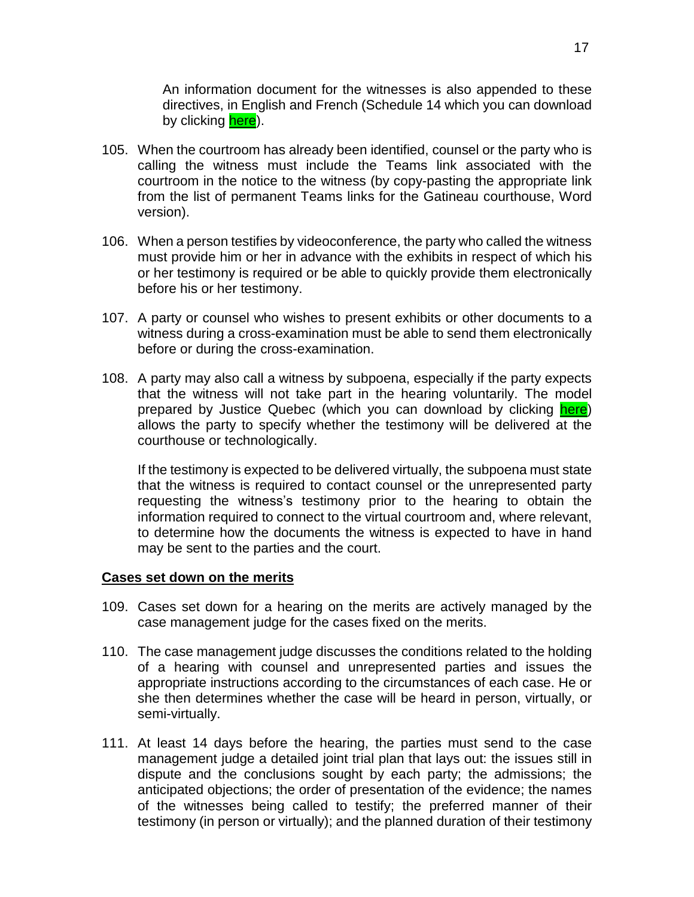An information document for the witnesses is also appended to these directives, in English and French (Schedule 14 which you can download by clicking here).

105. When the courtroom has already been identified, counsel or the party who is calling the witness must include the Teams link associated with the courtroom in the notice to the witness (by copy-pasting the appropriate link from the list of permanent Teams links for the Gatineau courthouse, Word version).

106. When a person testifies by videoconference, the party who called the witness must provide him or her in advance with the exhibits in respect of which his or her testimony is required or be able to quickly provide them electronically before his or her testimony.

107. A party or counsel who wishes to present exhibits or other documents to a witness during a cross-examination must be able to send them electronically before or during the cross-examination.

108. A party may also call a witness by subpoena, especially if the party expects that the witness will not take part in the hearing voluntarily. The model prepared by Justice Quebec (which you can download by clicking here) allows the party to specify whether the testimony will be delivered at the courthouse or technologically.

     If the testimony is expected to be delivered virtually, the subpoena must state that the witness is required to contact counsel or the unrepresented party requesting the witness's testimony prior to the hearing to obtain the information required to connect to the virtual courtroom and, where relevant, to determine how the documents the witness is expected to have in hand may be sent to the parties and the court.

**<u>Cases set down on the merits</u>**

109. Cases set down for a hearing on the merits are actively managed by the case management judge for the cases fixed on the merits.

110. The case management judge discusses the conditions related to the holding of a hearing with counsel and unrepresented parties and issues the appropriate instructions according to the circumstances of each case. He or she then determines whether the case will be heard in person, virtually, or semi-virtually.

111. At least 14 days before the hearing, the parties must send to the case management judge a detailed joint trial plan that lays out: the issues still in dispute and the conclusions sought by each party; the admissions; the anticipated objections; the order of presentation of the evidence; the names of the witnesses being called to testify; the preferred manner of their testimony (in person or virtually); and the planned duration of their testimony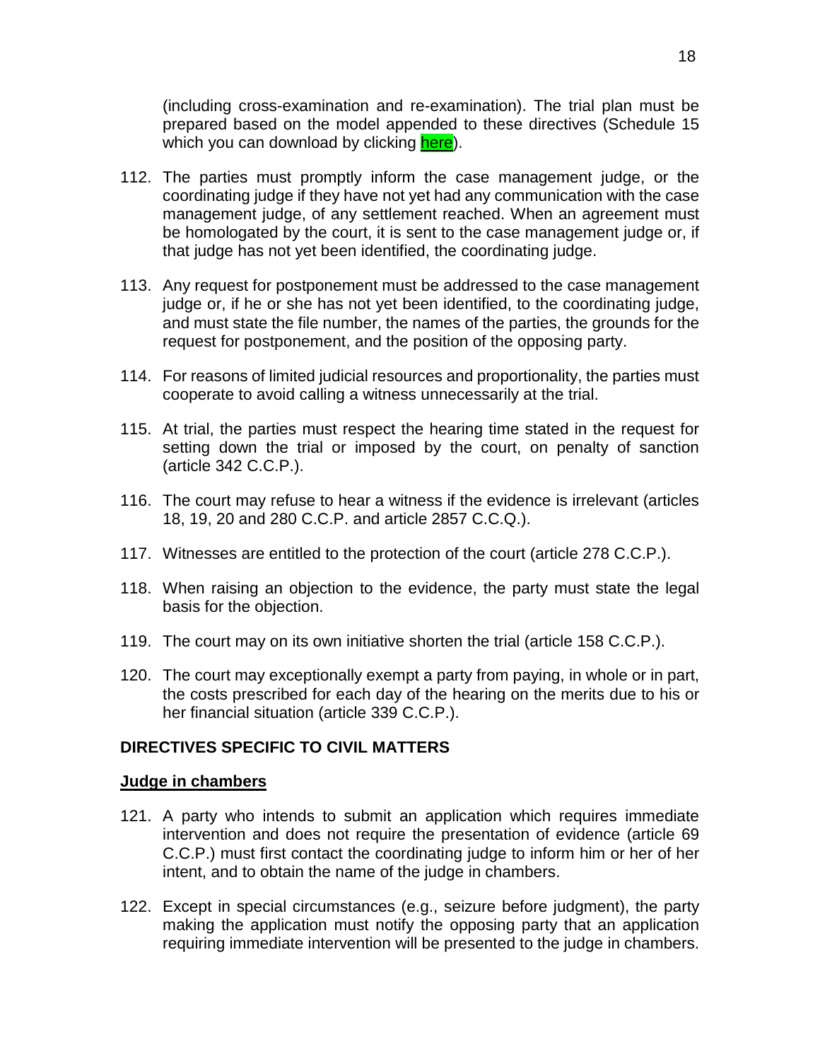(including cross-examination and re-examination). The trial plan must be prepared based on the model appended to these directives (Schedule 15 which you can download by clicking here).

112. The parties must promptly inform the case management judge, or the coordinating judge if they have not yet had any communication with the case management judge, of any settlement reached. When an agreement must be homologated by the court, it is sent to the case management judge or, if that judge has not yet been identified, the coordinating judge.

113. Any request for postponement must be addressed to the case management judge or, if he or she has not yet been identified, to the coordinating judge, and must state the file number, the names of the parties, the grounds for the request for postponement, and the position of the opposing party.

114. For reasons of limited judicial resources and proportionality, the parties must cooperate to avoid calling a witness unnecessarily at the trial.

115. At trial, the parties must respect the hearing time stated in the request for setting down the trial or imposed by the court, on penalty of sanction (article 342 C.C.P.).

116. The court may refuse to hear a witness if the evidence is irrelevant (articles 18, 19, 20 and 280 C.C.P. and article 2857 C.C.Q.).

117. Witnesses are entitled to the protection of the court (article 278 C.C.P.).

118. When raising an objection to the evidence, the party must state the legal basis for the objection.

119. The court may on its own initiative shorten the trial (article 158 C.C.P.).

120. The court may exceptionally exempt a party from paying, in whole or in part, the costs prescribed for each day of the hearing on the merits due to his or her financial situation (article 339 C.C.P.).

## DIRECTIVES SPECIFIC TO CIVIL MATTERS

### Judge in chambers

121. A party who intends to submit an application which requires immediate intervention and does not require the presentation of evidence (article 69 C.C.P.) must first contact the coordinating judge to inform him or her of her intent, and to obtain the name of the judge in chambers.

122. Except in special circumstances (e.g., seizure before judgment), the party making the application must notify the opposing party that an application requiring immediate intervention will be presented to the judge in chambers.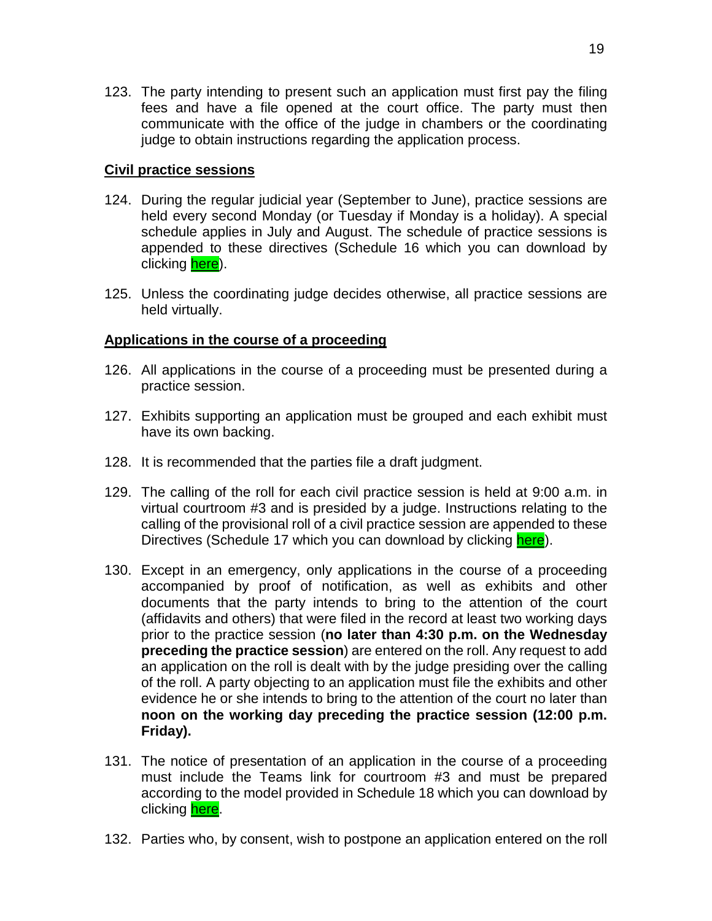123. The party intending to present such an application must first pay the filing fees and have a file opened at the court office. The party must then communicate with the office of the judge in chambers or the coordinating judge to obtain instructions regarding the application process.

## Civil practice sessions

124. During the regular judicial year (September to June), practice sessions are held every second Monday (or Tuesday if Monday is a holiday). A special schedule applies in July and August. The schedule of practice sessions is appended to these directives (Schedule 16 which you can download by clicking here).

125. Unless the coordinating judge decides otherwise, all practice sessions are held virtually.

## Applications in the course of a proceeding

126. All applications in the course of a proceeding must be presented during a practice session.

127. Exhibits supporting an application must be grouped and each exhibit must have its own backing.

128. It is recommended that the parties file a draft judgment.

129. The calling of the roll for each civil practice session is held at 9:00 a.m. in virtual courtroom #3 and is presided by a judge. Instructions relating to the calling of the provisional roll of a civil practice session are appended to these Directives (Schedule 17 which you can download by clicking here).

130. Except in an emergency, only applications in the course of a proceeding accompanied by proof of notification, as well as exhibits and other documents that the party intends to bring to the attention of the court (affidavits and others) that were filed in the record at least two working days prior to the practice session (**no later than 4:30 p.m. on the Wednesday preceding the practice session**) are entered on the roll. Any request to add an application on the roll is dealt with by the judge presiding over the calling of the roll. A party objecting to an application must file the exhibits and other evidence he or she intends to bring to the attention of the court no later than **noon on the working day preceding the practice session (12:00 p.m. Friday).**

131. The notice of presentation of an application in the course of a proceeding must include the Teams link for courtroom #3 and must be prepared according to the model provided in Schedule 18 which you can download by clicking here.

132. Parties who, by consent, wish to postpone an application entered on the roll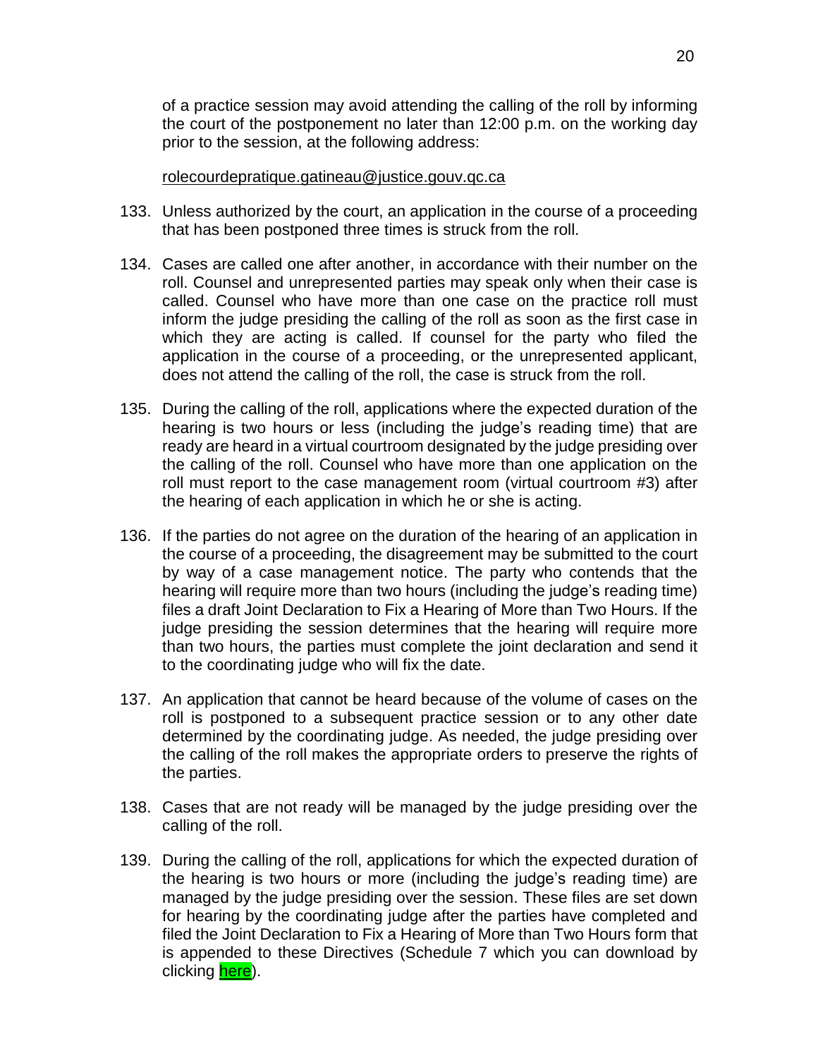of a practice session may avoid attending the calling of the roll by informing the court of the postponement no later than 12:00 p.m. on the working day prior to the session, at the following address:

rolecourdepratique.gatineau@justice.gouv.qc.ca

133. Unless authorized by the court, an application in the course of a proceeding that has been postponed three times is struck from the roll.

134. Cases are called one after another, in accordance with their number on the roll. Counsel and unrepresented parties may speak only when their case is called. Counsel who have more than one case on the practice roll must inform the judge presiding the calling of the roll as soon as the first case in which they are acting is called. If counsel for the party who filed the application in the course of a proceeding, or the unrepresented applicant, does not attend the calling of the roll, the case is struck from the roll.

135. During the calling of the roll, applications where the expected duration of the hearing is two hours or less (including the judge's reading time) that are ready are heard in a virtual courtroom designated by the judge presiding over the calling of the roll. Counsel who have more than one application on the roll must report to the case management room (virtual courtroom #3) after the hearing of each application in which he or she is acting.

136. If the parties do not agree on the duration of the hearing of an application in the course of a proceeding, the disagreement may be submitted to the court by way of a case management notice. The party who contends that the hearing will require more than two hours (including the judge's reading time) files a draft Joint Declaration to Fix a Hearing of More than Two Hours. If the judge presiding the session determines that the hearing will require more than two hours, the parties must complete the joint declaration and send it to the coordinating judge who will fix the date.

137. An application that cannot be heard because of the volume of cases on the roll is postponed to a subsequent practice session or to any other date determined by the coordinating judge. As needed, the judge presiding over the calling of the roll makes the appropriate orders to preserve the rights of the parties.

138. Cases that are not ready will be managed by the judge presiding over the calling of the roll.

139. During the calling of the roll, applications for which the expected duration of the hearing is two hours or more (including the judge's reading time) are managed by the judge presiding over the session. These files are set down for hearing by the coordinating judge after the parties have completed and filed the Joint Declaration to Fix a Hearing of More than Two Hours form that is appended to these Directives (Schedule 7 which you can download by clicking here).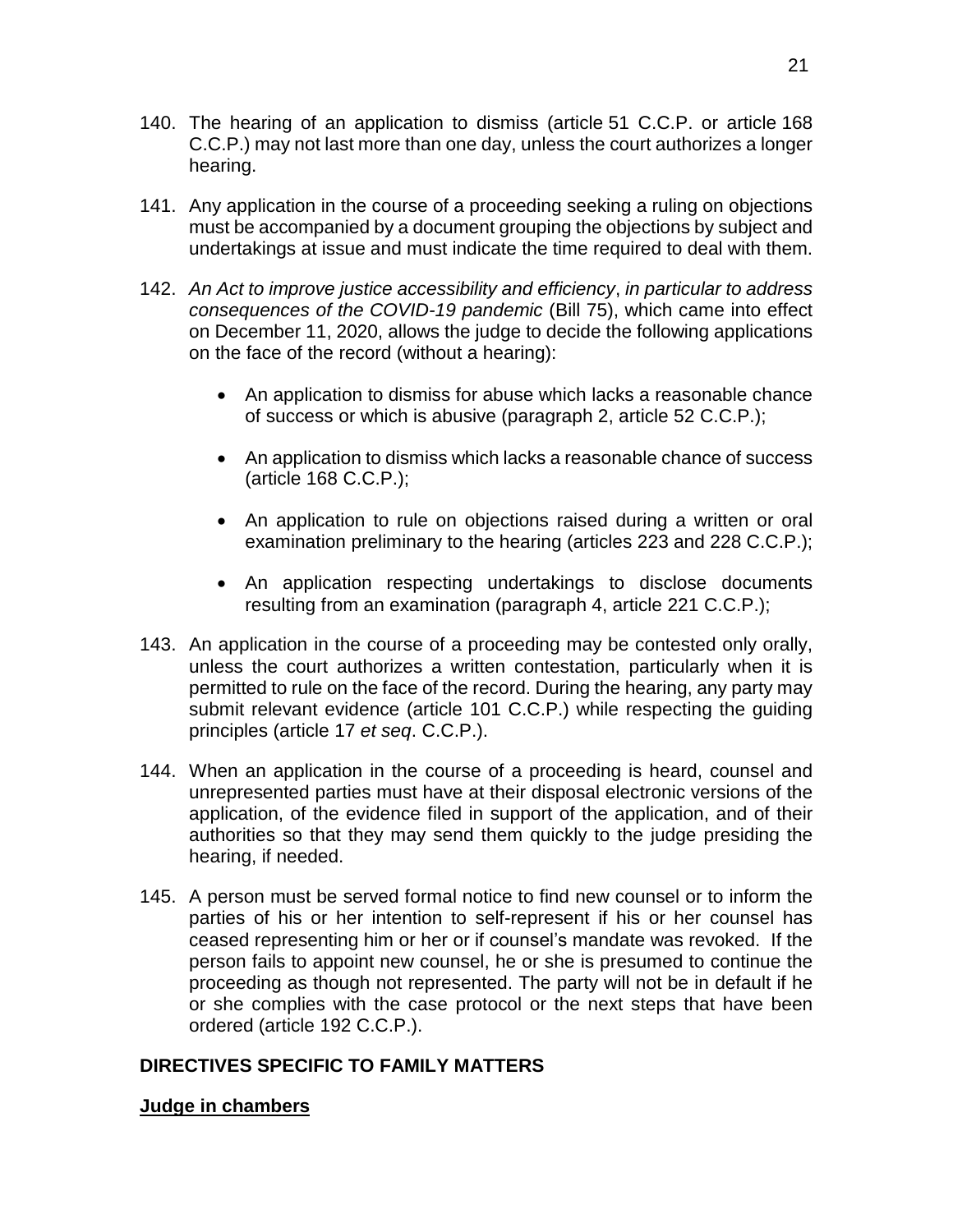140. The hearing of an application to dismiss (article 51 C.C.P. or article 168 C.C.P.) may not last more than one day, unless the court authorizes a longer hearing.

141. Any application in the course of a proceeding seeking a ruling on objections must be accompanied by a document grouping the objections by subject and undertakings at issue and must indicate the time required to deal with them.

142. *An Act to improve justice accessibility and efficiency*, *in particular to address consequences of the COVID-19 pandemic* (Bill 75), which came into effect on December 11, 2020, allows the judge to decide the following applications on the face of the record (without a hearing):

    - An application to dismiss for abuse which lacks a reasonable chance of success or which is abusive (paragraph 2, article 52 C.C.P.);
    - An application to dismiss which lacks a reasonable chance of success (article 168 C.C.P.);
    - An application to rule on objections raised during a written or oral examination preliminary to the hearing (articles 223 and 228 C.C.P.);
    - An application respecting undertakings to disclose documents resulting from an examination (paragraph 4, article 221 C.C.P.);

143. An application in the course of a proceeding may be contested only orally, unless the court authorizes a written contestation, particularly when it is permitted to rule on the face of the record. During the hearing, any party may submit relevant evidence (article 101 C.C.P.) while respecting the guiding principles (article 17 *et seq*. C.C.P.).

144. When an application in the course of a proceeding is heard, counsel and unrepresented parties must have at their disposal electronic versions of the application, of the evidence filed in support of the application, and of their authorities so that they may send them quickly to the judge presiding the hearing, if needed.

145. A person must be served formal notice to find new counsel or to inform the parties of his or her intention to self-represent if his or her counsel has ceased representing him or her or if counsel's mandate was revoked. If the person fails to appoint new counsel, he or she is presumed to continue the proceeding as though not represented. The party will not be in default if he or she complies with the case protocol or the next steps that have been ordered (article 192 C.C.P.).

## DIRECTIVES SPECIFIC TO FAMILY MATTERS

### Judge in chambers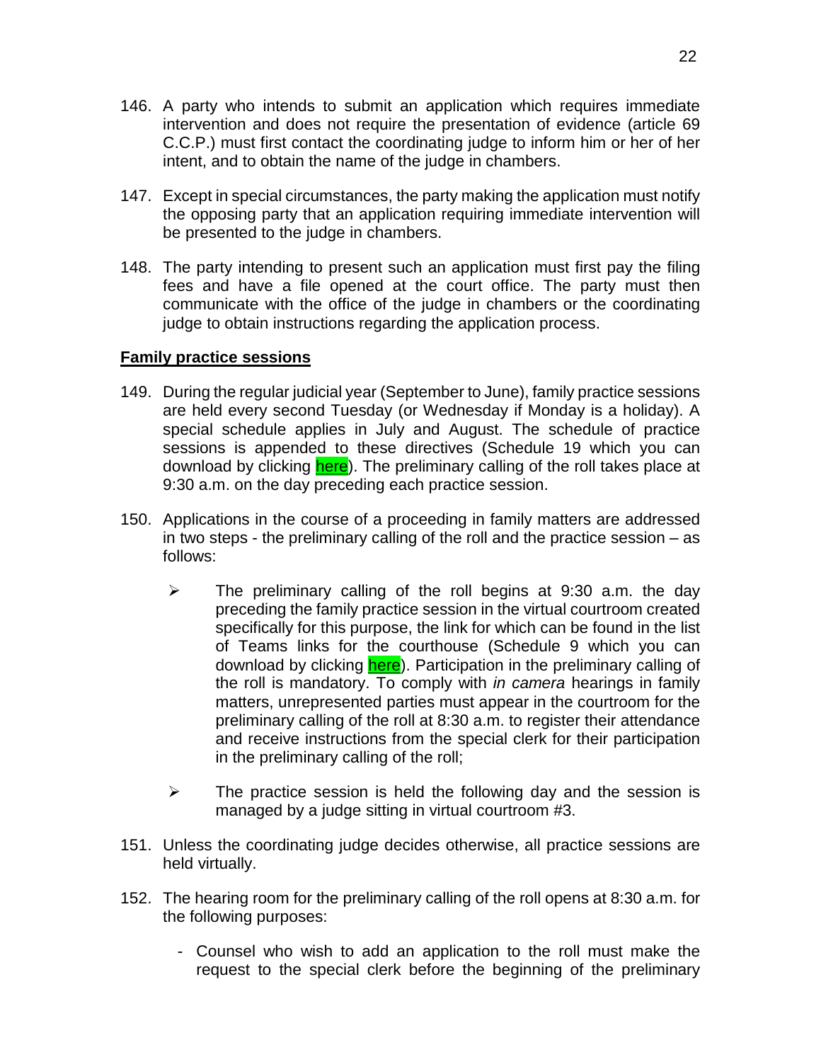146. A party who intends to submit an application which requires immediate intervention and does not require the presentation of evidence (article 69 C.C.P.) must first contact the coordinating judge to inform him or her of her intent, and to obtain the name of the judge in chambers.

147. Except in special circumstances, the party making the application must notify the opposing party that an application requiring immediate intervention will be presented to the judge in chambers.

148. The party intending to present such an application must first pay the filing fees and have a file opened at the court office. The party must then communicate with the office of the judge in chambers or the coordinating judge to obtain instructions regarding the application process.

**Family practice sessions**

149. During the regular judicial year (September to June), family practice sessions are held every second Tuesday (or Wednesday if Monday is a holiday). A special schedule applies in July and August. The schedule of practice sessions is appended to these directives (Schedule 19 which you can download by clicking here). The preliminary calling of the roll takes place at 9:30 a.m. on the day preceding each practice session.

150. Applications in the course of a proceeding in family matters are addressed in two steps - the preliminary calling of the roll and the practice session – as follows:

    - The preliminary calling of the roll begins at 9:30 a.m. the day preceding the family practice session in the virtual courtroom created specifically for this purpose, the link for which can be found in the list of Teams links for the courthouse (Schedule 9 which you can download by clicking here). Participation in the preliminary calling of the roll is mandatory. To comply with *in camera* hearings in family matters, unrepresented parties must appear in the courtroom for the preliminary calling of the roll at 8:30 a.m. to register their attendance and receive instructions from the special clerk for their participation in the preliminary calling of the roll;

    - The practice session is held the following day and the session is managed by a judge sitting in virtual courtroom #3.

151. Unless the coordinating judge decides otherwise, all practice sessions are held virtually.

152. The hearing room for the preliminary calling of the roll opens at 8:30 a.m. for the following purposes:

    - Counsel who wish to add an application to the roll must make the request to the special clerk before the beginning of the preliminary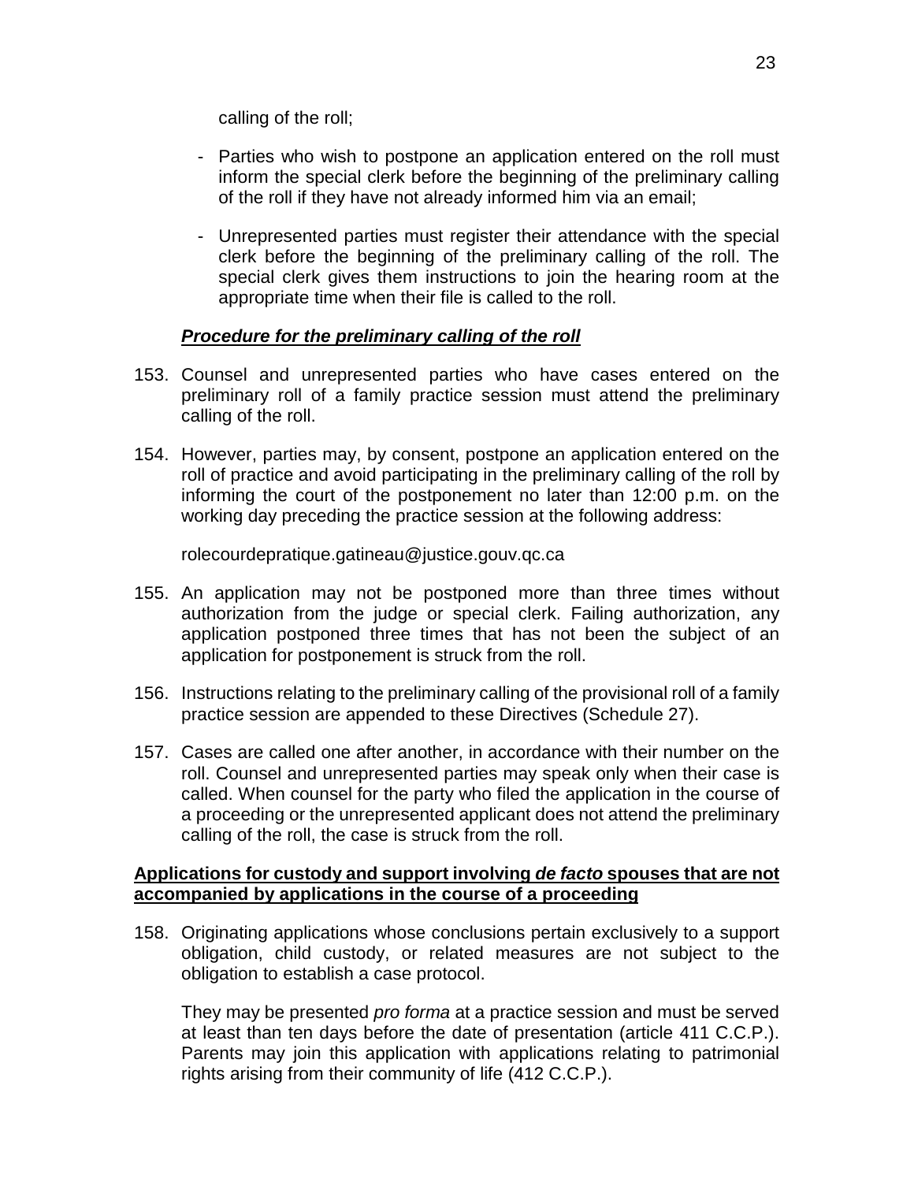calling of the roll;

- Parties who wish to postpone an application entered on the roll must inform the special clerk before the beginning of the preliminary calling of the roll if they have not already informed him via an email;

- Unrepresented parties must register their attendance with the special clerk before the beginning of the preliminary calling of the roll. The special clerk gives them instructions to join the hearing room at the appropriate time when their file is called to the roll.

***Procedure for the preliminary calling of the roll***

153. Counsel and unrepresented parties who have cases entered on the preliminary roll of a family practice session must attend the preliminary calling of the roll.

154. However, parties may, by consent, postpone an application entered on the roll of practice and avoid participating in the preliminary calling of the roll by informing the court of the postponement no later than 12:00 p.m. on the working day preceding the practice session at the following address:

     rolecourdepratique.gatineau@justice.gouv.qc.ca

155. An application may not be postponed more than three times without authorization from the judge or special clerk. Failing authorization, any application postponed three times that has not been the subject of an application for postponement is struck from the roll.

156. Instructions relating to the preliminary calling of the provisional roll of a family practice session are appended to these Directives (Schedule 27).

157. Cases are called one after another, in accordance with their number on the roll. Counsel and unrepresented parties may speak only when their case is called. When counsel for the party who filed the application in the course of a proceeding or the unrepresented applicant does not attend the preliminary calling of the roll, the case is struck from the roll.

**Applications for custody and support involving *de facto* spouses that are not accompanied by applications in the course of a proceeding**

158. Originating applications whose conclusions pertain exclusively to a support obligation, child custody, or related measures are not subject to the obligation to establish a case protocol.

     They may be presented *pro forma* at a practice session and must be served at least than ten days before the date of presentation (article 411 C.C.P.). Parents may join this application with applications relating to patrimonial rights arising from their community of life (412 C.C.P.).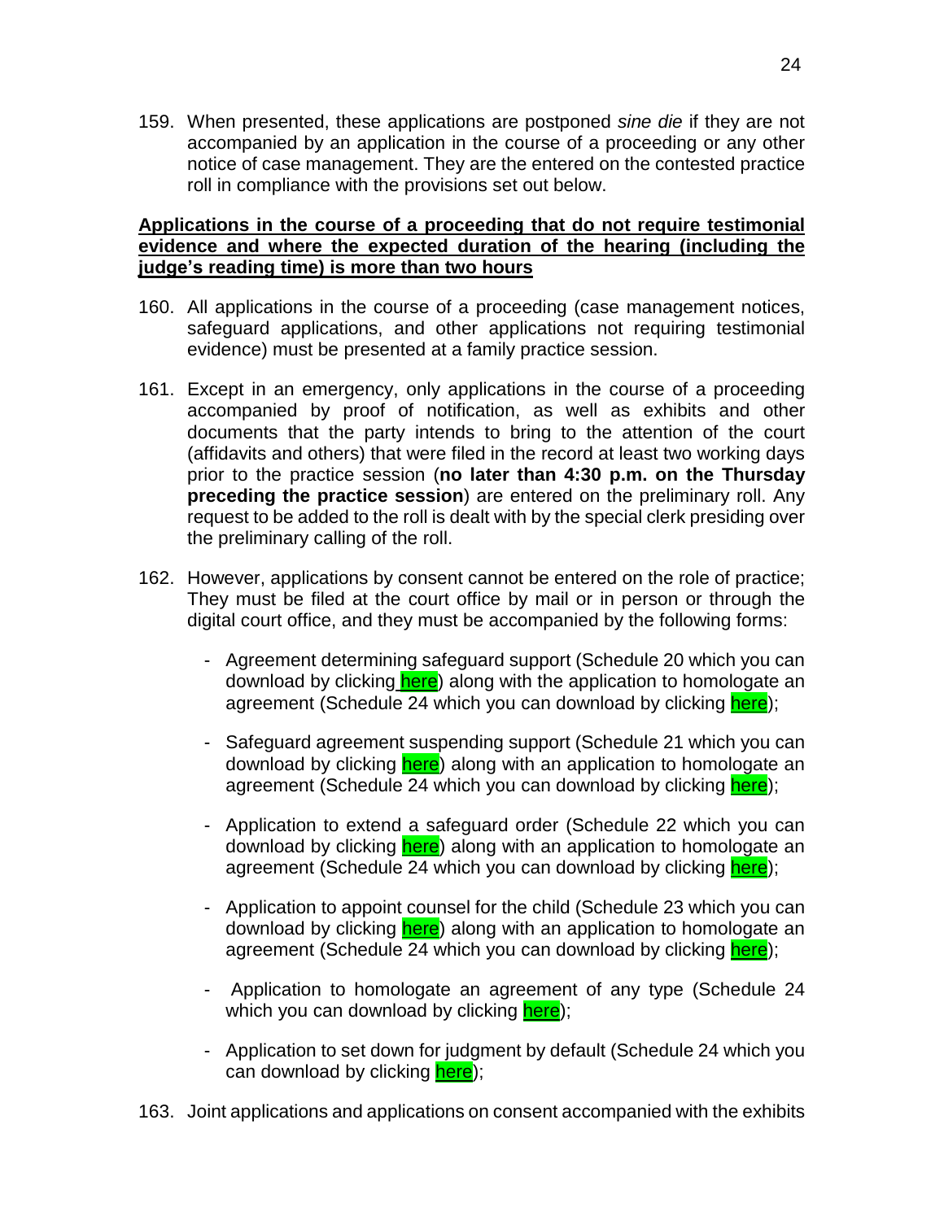159. When presented, these applications are postponed *sine die* if they are not accompanied by an application in the course of a proceeding or any other notice of case management. They are the entered on the contested practice roll in compliance with the provisions set out below.

**Applications in the course of a proceeding that do not require testimonial evidence and where the expected duration of the hearing (including the judge's reading time) is more than two hours**

160. All applications in the course of a proceeding (case management notices, safeguard applications, and other applications not requiring testimonial evidence) must be presented at a family practice session.

161. Except in an emergency, only applications in the course of a proceeding accompanied by proof of notification, as well as exhibits and other documents that the party intends to bring to the attention of the court (affidavits and others) that were filed in the record at least two working days prior to the practice session (**no later than 4:30 p.m. on the Thursday preceding the practice session**) are entered on the preliminary roll. Any request to be added to the roll is dealt with by the special clerk presiding over the preliminary calling of the roll.

162. However, applications by consent cannot be entered on the role of practice; They must be filed at the court office by mail or in person or through the digital court office, and they must be accompanied by the following forms:

    - Agreement determining safeguard support (Schedule 20 which you can download by clicking here) along with the application to homologate an agreement (Schedule 24 which you can download by clicking here);

    - Safeguard agreement suspending support (Schedule 21 which you can download by clicking here) along with an application to homologate an agreement (Schedule 24 which you can download by clicking here);

    - Application to extend a safeguard order (Schedule 22 which you can download by clicking here) along with an application to homologate an agreement (Schedule 24 which you can download by clicking here);

    - Application to appoint counsel for the child (Schedule 23 which you can download by clicking here) along with an application to homologate an agreement (Schedule 24 which you can download by clicking here);

    - Application to homologate an agreement of any type (Schedule 24 which you can download by clicking here);

    - Application to set down for judgment by default (Schedule 24 which you can download by clicking here);

163. Joint applications and applications on consent accompanied with the exhibits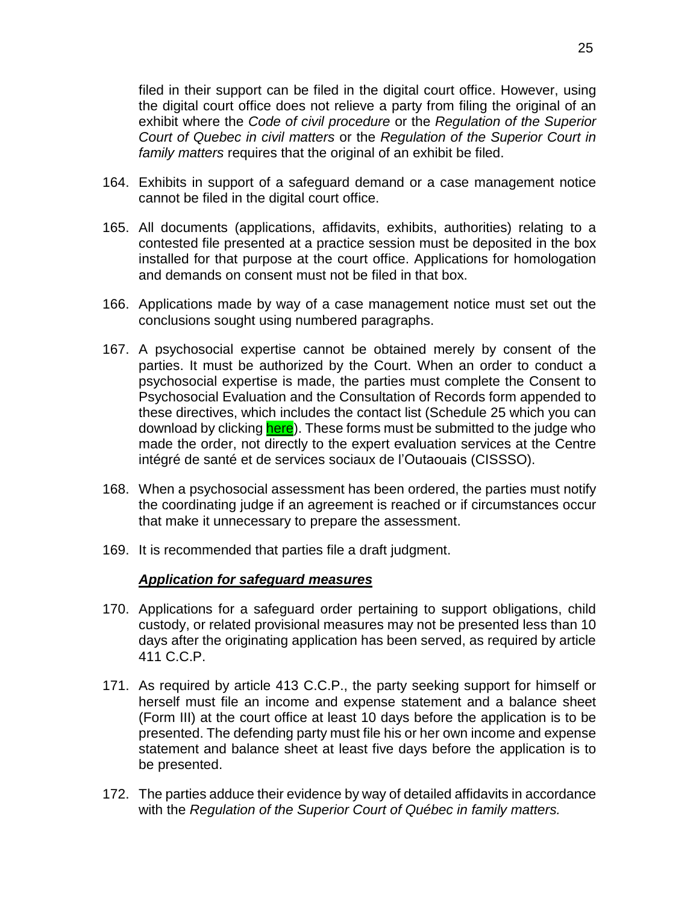filed in their support can be filed in the digital court office. However, using the digital court office does not relieve a party from filing the original of an exhibit where the *Code of civil procedure* or the *Regulation of the Superior Court of Quebec in civil matters* or the *Regulation of the Superior Court in family matters* requires that the original of an exhibit be filed.

164. Exhibits in support of a safeguard demand or a case management notice cannot be filed in the digital court office.

165. All documents (applications, affidavits, exhibits, authorities) relating to a contested file presented at a practice session must be deposited in the box installed for that purpose at the court office. Applications for homologation and demands on consent must not be filed in that box.

166. Applications made by way of a case management notice must set out the conclusions sought using numbered paragraphs.

167. A psychosocial expertise cannot be obtained merely by consent of the parties. It must be authorized by the Court. When an order to conduct a psychosocial expertise is made, the parties must complete the Consent to Psychosocial Evaluation and the Consultation of Records form appended to these directives, which includes the contact list (Schedule 25 which you can download by clicking here). These forms must be submitted to the judge who made the order, not directly to the expert evaluation services at the Centre intégré de santé et de services sociaux de l'Outaouais (CISSSO).

168. When a psychosocial assessment has been ordered, the parties must notify the coordinating judge if an agreement is reached or if circumstances occur that make it unnecessary to prepare the assessment.

169. It is recommended that parties file a draft judgment.

### ***Application for safeguard measures***

170. Applications for a safeguard order pertaining to support obligations, child custody, or related provisional measures may not be presented less than 10 days after the originating application has been served, as required by article 411 C.C.P.

171. As required by article 413 C.C.P., the party seeking support for himself or herself must file an income and expense statement and a balance sheet (Form III) at the court office at least 10 days before the application is to be presented. The defending party must file his or her own income and expense statement and balance sheet at least five days before the application is to be presented.

172. The parties adduce their evidence by way of detailed affidavits in accordance with the *Regulation of the Superior Court of Québec in family matters.*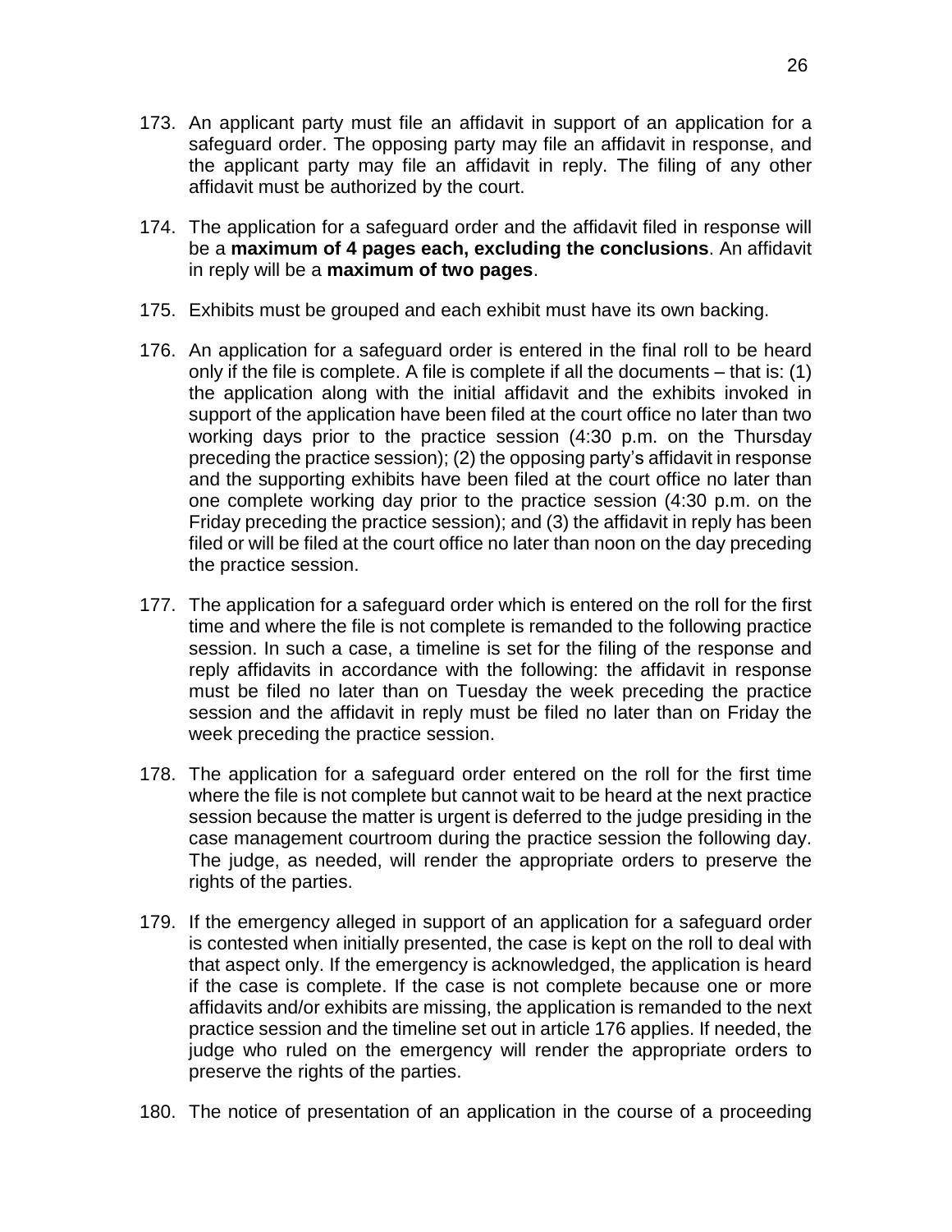173. An applicant party must file an affidavit in support of an application for a safeguard order. The opposing party may file an affidavit in response, and the applicant party may file an affidavit in reply. The filing of any other affidavit must be authorized by the court.

174. The application for a safeguard order and the affidavit filed in response will be a **maximum of 4 pages each, excluding the conclusions**. An affidavit in reply will be a **maximum of two pages**.

175. Exhibits must be grouped and each exhibit must have its own backing.

176. An application for a safeguard order is entered in the final roll to be heard only if the file is complete. A file is complete if all the documents – that is: (1) the application along with the initial affidavit and the exhibits invoked in support of the application have been filed at the court office no later than two working days prior to the practice session (4:30 p.m. on the Thursday preceding the practice session); (2) the opposing party's affidavit in response and the supporting exhibits have been filed at the court office no later than one complete working day prior to the practice session (4:30 p.m. on the Friday preceding the practice session); and (3) the affidavit in reply has been filed or will be filed at the court office no later than noon on the day preceding the practice session.

177. The application for a safeguard order which is entered on the roll for the first time and where the file is not complete is remanded to the following practice session. In such a case, a timeline is set for the filing of the response and reply affidavits in accordance with the following: the affidavit in response must be filed no later than on Tuesday the week preceding the practice session and the affidavit in reply must be filed no later than on Friday the week preceding the practice session.

178. The application for a safeguard order entered on the roll for the first time where the file is not complete but cannot wait to be heard at the next practice session because the matter is urgent is deferred to the judge presiding in the case management courtroom during the practice session the following day. The judge, as needed, will render the appropriate orders to preserve the rights of the parties.

179. If the emergency alleged in support of an application for a safeguard order is contested when initially presented, the case is kept on the roll to deal with that aspect only. If the emergency is acknowledged, the application is heard if the case is complete. If the case is not complete because one or more affidavits and/or exhibits are missing, the application is remanded to the next practice session and the timeline set out in article 176 applies. If needed, the judge who ruled on the emergency will render the appropriate orders to preserve the rights of the parties.

180. The notice of presentation of an application in the course of a proceeding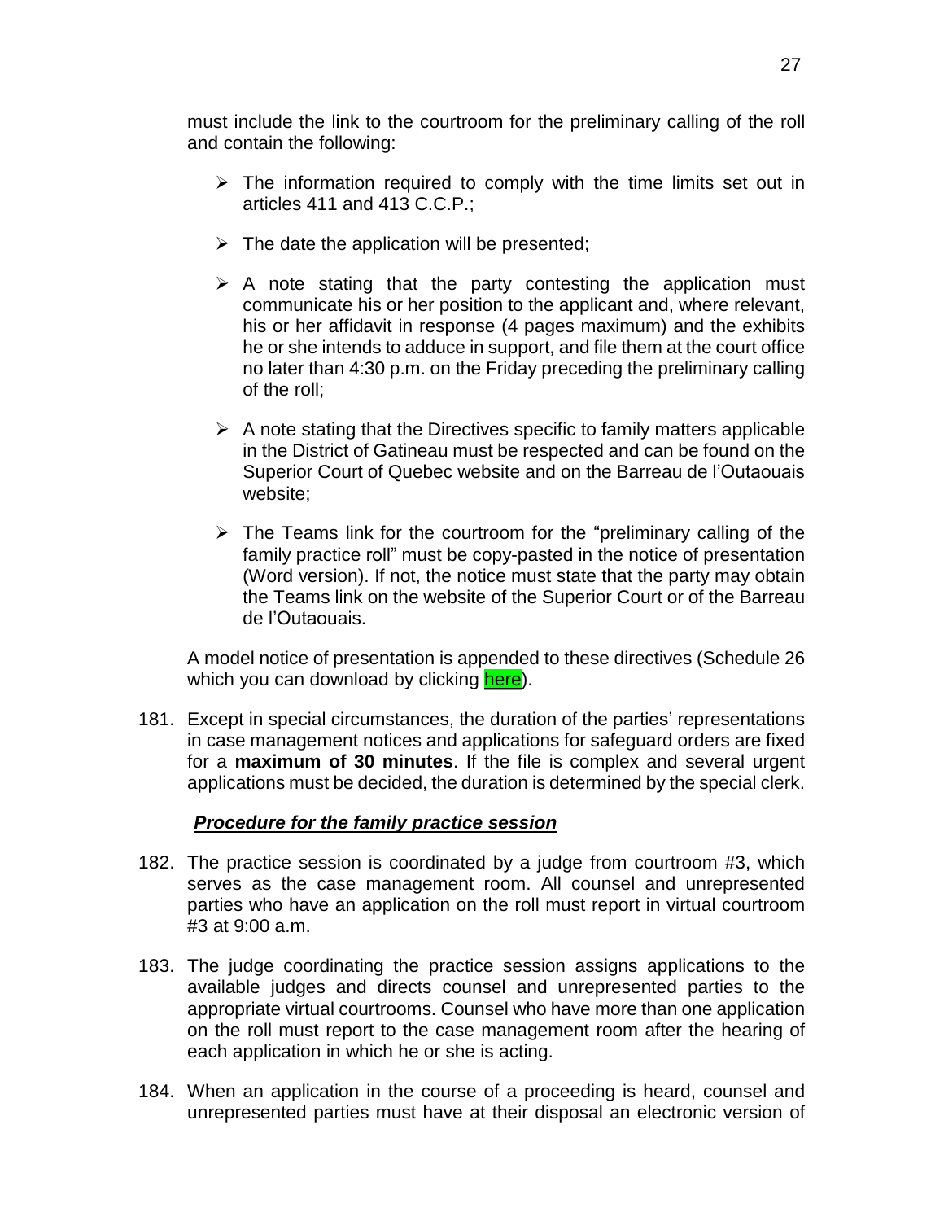must include the link to the courtroom for the preliminary calling of the roll and contain the following:

- The information required to comply with the time limits set out in articles 411 and 413 C.C.P.;
- The date the application will be presented;
- A note stating that the party contesting the application must communicate his or her position to the applicant and, where relevant, his or her affidavit in response (4 pages maximum) and the exhibits he or she intends to adduce in support, and file them at the court office no later than 4:30 p.m. on the Friday preceding the preliminary calling of the roll;
- A note stating that the Directives specific to family matters applicable in the District of Gatineau must be respected and can be found on the Superior Court of Quebec website and on the Barreau de l'Outaouais website;
- The Teams link for the courtroom for the "preliminary calling of the family practice roll" must be copy-pasted in the notice of presentation (Word version). If not, the notice must state that the party may obtain the Teams link on the website of the Superior Court or of the Barreau de l'Outaouais.

A model notice of presentation is appended to these directives (Schedule 26 which you can download by clicking here).

181. Except in special circumstances, the duration of the parties' representations in case management notices and applications for safeguard orders are fixed for a **maximum of 30 minutes**. If the file is complex and several urgent applications must be decided, the duration is determined by the special clerk.

***Procedure for the family practice session***

182. The practice session is coordinated by a judge from courtroom #3, which serves as the case management room. All counsel and unrepresented parties who have an application on the roll must report in virtual courtroom #3 at 9:00 a.m.

183. The judge coordinating the practice session assigns applications to the available judges and directs counsel and unrepresented parties to the appropriate virtual courtrooms. Counsel who have more than one application on the roll must report to the case management room after the hearing of each application in which he or she is acting.

184. When an application in the course of a proceeding is heard, counsel and unrepresented parties must have at their disposal an electronic version of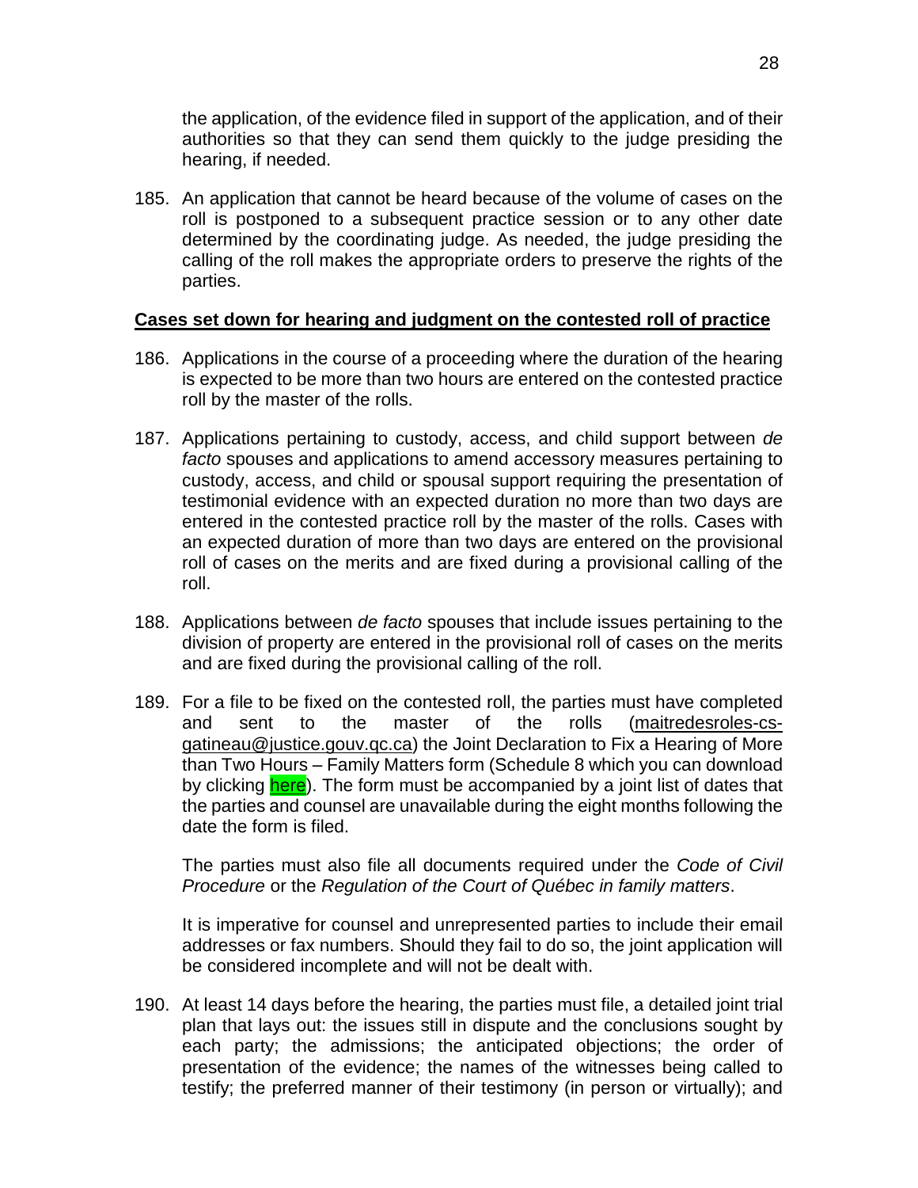the application, of the evidence filed in support of the application, and of their authorities so that they can send them quickly to the judge presiding the hearing, if needed.

185. An application that cannot be heard because of the volume of cases on the roll is postponed to a subsequent practice session or to any other date determined by the coordinating judge. As needed, the judge presiding the calling of the roll makes the appropriate orders to preserve the rights of the parties.

**Cases set down for hearing and judgment on the contested roll of practice**

186. Applications in the course of a proceeding where the duration of the hearing is expected to be more than two hours are entered on the contested practice roll by the master of the rolls.

187. Applications pertaining to custody, access, and child support between *de facto* spouses and applications to amend accessory measures pertaining to custody, access, and child or spousal support requiring the presentation of testimonial evidence with an expected duration no more than two days are entered in the contested practice roll by the master of the rolls. Cases with an expected duration of more than two days are entered on the provisional roll of cases on the merits and are fixed during a provisional calling of the roll.

188. Applications between *de facto* spouses that include issues pertaining to the division of property are entered in the provisional roll of cases on the merits and are fixed during the provisional calling of the roll.

189. For a file to be fixed on the contested roll, the parties must have completed and sent to the master of the rolls (maitredesroles-cs-gatineau@justice.gouv.qc.ca) the Joint Declaration to Fix a Hearing of More than Two Hours – Family Matters form (Schedule 8 which you can download by clicking here). The form must be accompanied by a joint list of dates that the parties and counsel are unavailable during the eight months following the date the form is filed.

    The parties must also file all documents required under the *Code of Civil Procedure* or the *Regulation of the Court of Québec in family matters*.

    It is imperative for counsel and unrepresented parties to include their email addresses or fax numbers. Should they fail to do so, the joint application will be considered incomplete and will not be dealt with.

190. At least 14 days before the hearing, the parties must file, a detailed joint trial plan that lays out: the issues still in dispute and the conclusions sought by each party; the admissions; the anticipated objections; the order of presentation of the evidence; the names of the witnesses being called to testify; the preferred manner of their testimony (in person or virtually); and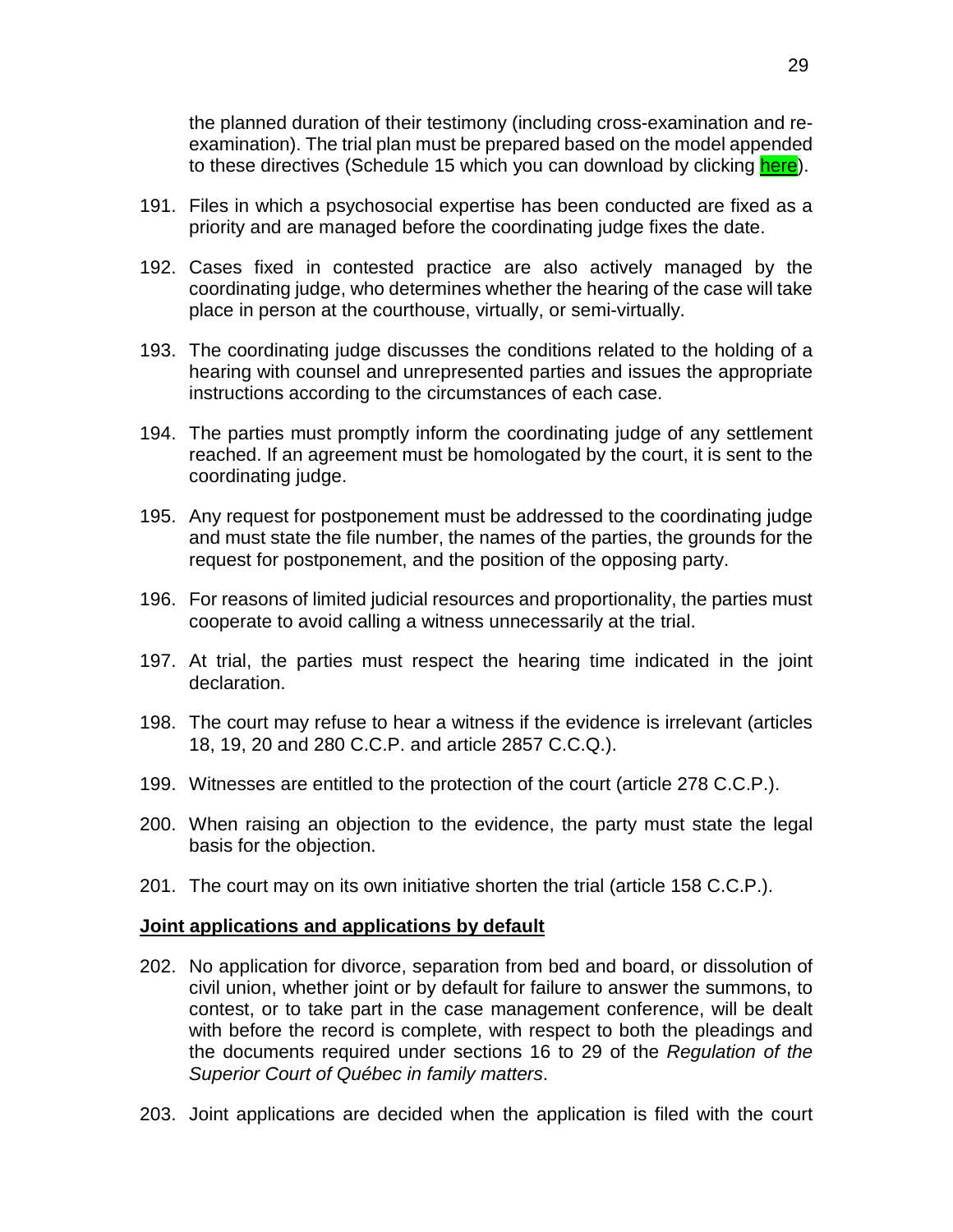the planned duration of their testimony (including cross-examination and re-examination). The trial plan must be prepared based on the model appended to these directives (Schedule 15 which you can download by clicking here).

191. Files in which a psychosocial expertise has been conducted are fixed as a priority and are managed before the coordinating judge fixes the date.

192. Cases fixed in contested practice are also actively managed by the coordinating judge, who determines whether the hearing of the case will take place in person at the courthouse, virtually, or semi-virtually.

193. The coordinating judge discusses the conditions related to the holding of a hearing with counsel and unrepresented parties and issues the appropriate instructions according to the circumstances of each case.

194. The parties must promptly inform the coordinating judge of any settlement reached. If an agreement must be homologated by the court, it is sent to the coordinating judge.

195. Any request for postponement must be addressed to the coordinating judge and must state the file number, the names of the parties, the grounds for the request for postponement, and the position of the opposing party.

196. For reasons of limited judicial resources and proportionality, the parties must cooperate to avoid calling a witness unnecessarily at the trial.

197. At trial, the parties must respect the hearing time indicated in the joint declaration.

198. The court may refuse to hear a witness if the evidence is irrelevant (articles 18, 19, 20 and 280 C.C.P. and article 2857 C.C.Q.).

199. Witnesses are entitled to the protection of the court (article 278 C.C.P.).

200. When raising an objection to the evidence, the party must state the legal basis for the objection.

201. The court may on its own initiative shorten the trial (article 158 C.C.P.).

**Joint applications and applications by default**

202. No application for divorce, separation from bed and board, or dissolution of civil union, whether joint or by default for failure to answer the summons, to contest, or to take part in the case management conference, will be dealt with before the record is complete, with respect to both the pleadings and the documents required under sections 16 to 29 of the *Regulation of the Superior Court of Québec in family matters*.

203. Joint applications are decided when the application is filed with the court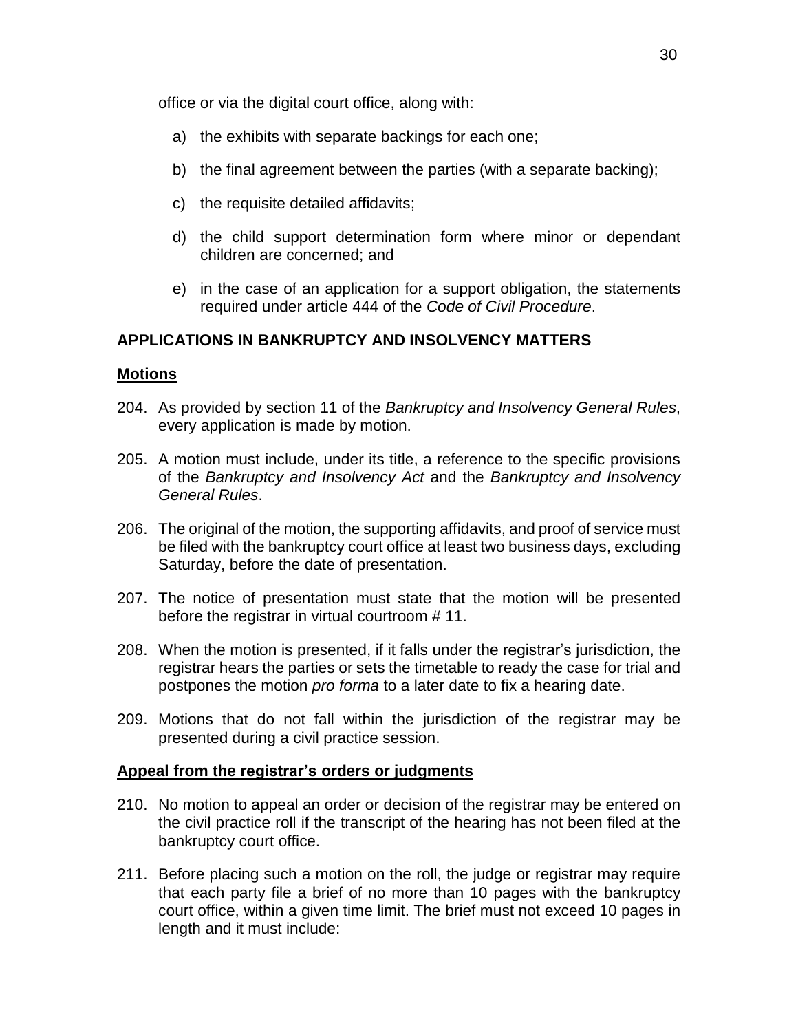office or via the digital court office, along with:

a) the exhibits with separate backings for each one;

b) the final agreement between the parties (with a separate backing);

c) the requisite detailed affidavits;

d) the child support determination form where minor or dependant children are concerned; and

e) in the case of an application for a support obligation, the statements required under article 444 of the *Code of Civil Procedure*.

## APPLICATIONS IN BANKRUPTCY AND INSOLVENCY MATTERS

### Motions

204. As provided by section 11 of the *Bankruptcy and Insolvency General Rules*, every application is made by motion.

205. A motion must include, under its title, a reference to the specific provisions of the *Bankruptcy and Insolvency Act* and the *Bankruptcy and Insolvency General Rules*.

206. The original of the motion, the supporting affidavits, and proof of service must be filed with the bankruptcy court office at least two business days, excluding Saturday, before the date of presentation.

207. The notice of presentation must state that the motion will be presented before the registrar in virtual courtroom # 11.

208. When the motion is presented, if it falls under the registrar's jurisdiction, the registrar hears the parties or sets the timetable to ready the case for trial and postpones the motion *pro forma* to a later date to fix a hearing date.

209. Motions that do not fall within the jurisdiction of the registrar may be presented during a civil practice session.

### Appeal from the registrar's orders or judgments

210. No motion to appeal an order or decision of the registrar may be entered on the civil practice roll if the transcript of the hearing has not been filed at the bankruptcy court office.

211. Before placing such a motion on the roll, the judge or registrar may require that each party file a brief of no more than 10 pages with the bankruptcy court office, within a given time limit. The brief must not exceed 10 pages in length and it must include: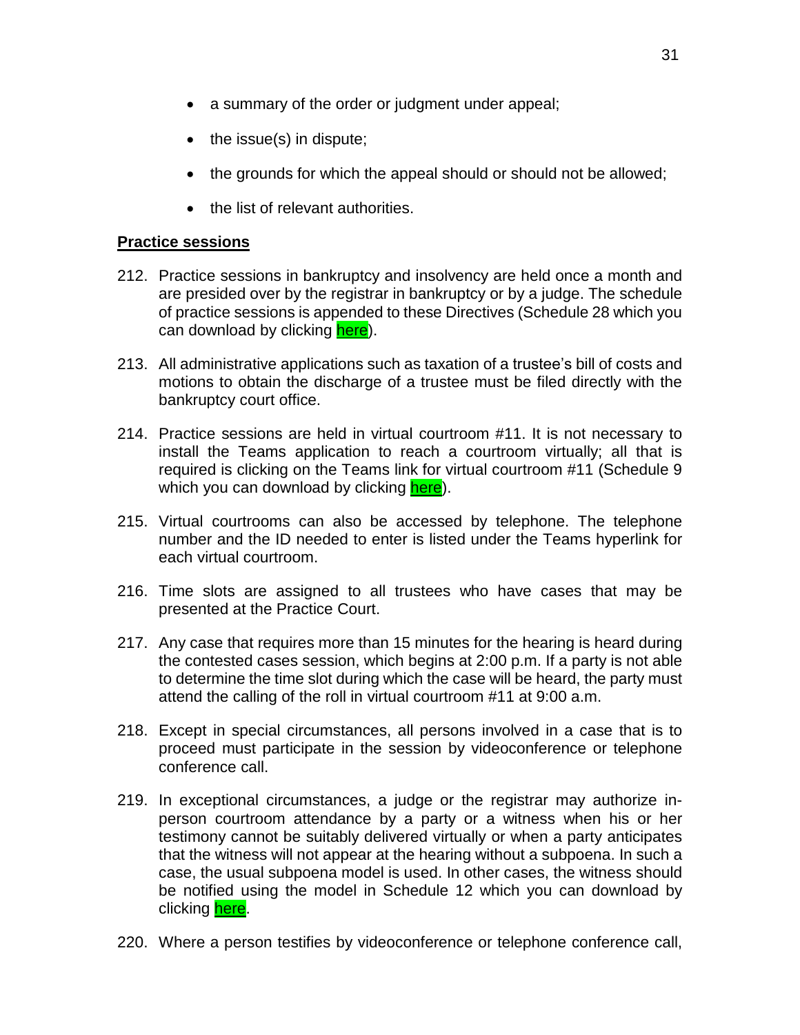- a summary of the order or judgment under appeal;
- the issue(s) in dispute;
- the grounds for which the appeal should or should not be allowed;
- the list of relevant authorities.

**Practice sessions**

212. Practice sessions in bankruptcy and insolvency are held once a month and are presided over by the registrar in bankruptcy or by a judge. The schedule of practice sessions is appended to these Directives (Schedule 28 which you can download by clicking here).

213. All administrative applications such as taxation of a trustee's bill of costs and motions to obtain the discharge of a trustee must be filed directly with the bankruptcy court office.

214. Practice sessions are held in virtual courtroom #11. It is not necessary to install the Teams application to reach a courtroom virtually; all that is required is clicking on the Teams link for virtual courtroom #11 (Schedule 9 which you can download by clicking here).

215. Virtual courtrooms can also be accessed by telephone. The telephone number and the ID needed to enter is listed under the Teams hyperlink for each virtual courtroom.

216. Time slots are assigned to all trustees who have cases that may be presented at the Practice Court.

217. Any case that requires more than 15 minutes for the hearing is heard during the contested cases session, which begins at 2:00 p.m. If a party is not able to determine the time slot during which the case will be heard, the party must attend the calling of the roll in virtual courtroom #11 at 9:00 a.m.

218. Except in special circumstances, all persons involved in a case that is to proceed must participate in the session by videoconference or telephone conference call.

219. In exceptional circumstances, a judge or the registrar may authorize in-person courtroom attendance by a party or a witness when his or her testimony cannot be suitably delivered virtually or when a party anticipates that the witness will not appear at the hearing without a subpoena. In such a case, the usual subpoena model is used. In other cases, the witness should be notified using the model in Schedule 12 which you can download by clicking here.

220. Where a person testifies by videoconference or telephone conference call,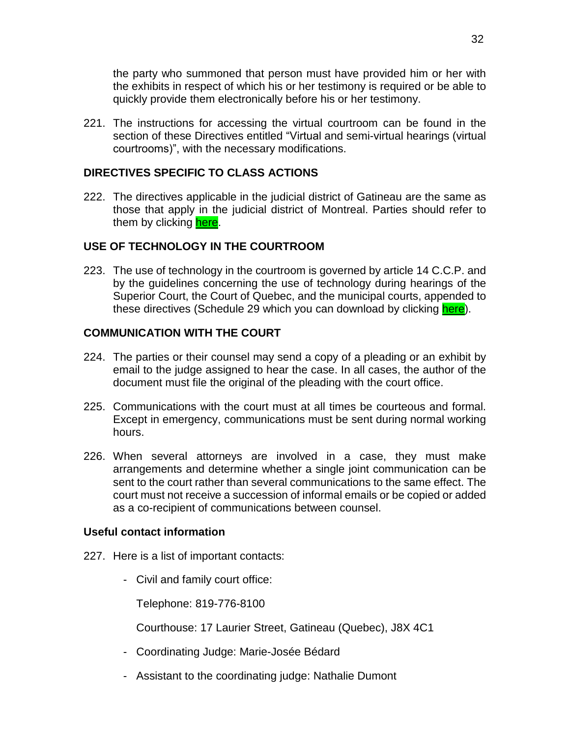the party who summoned that person must have provided him or her with the exhibits in respect of which his or her testimony is required or be able to quickly provide them electronically before his or her testimony.

221. The instructions for accessing the virtual courtroom can be found in the section of these Directives entitled "Virtual and semi-virtual hearings (virtual courtrooms)", with the necessary modifications.

## DIRECTIVES SPECIFIC TO CLASS ACTIONS

222. The directives applicable in the judicial district of Gatineau are the same as those that apply in the judicial district of Montreal. Parties should refer to them by clicking here.

## USE OF TECHNOLOGY IN THE COURTROOM

223. The use of technology in the courtroom is governed by article 14 C.C.P. and by the guidelines concerning the use of technology during hearings of the Superior Court, the Court of Quebec, and the municipal courts, appended to these directives (Schedule 29 which you can download by clicking here).

## COMMUNICATION WITH THE COURT

224. The parties or their counsel may send a copy of a pleading or an exhibit by email to the judge assigned to hear the case. In all cases, the author of the document must file the original of the pleading with the court office.

225. Communications with the court must at all times be courteous and formal. Except in emergency, communications must be sent during normal working hours.

226. When several attorneys are involved in a case, they must make arrangements and determine whether a single joint communication can be sent to the court rather than several communications to the same effect. The court must not receive a succession of informal emails or be copied or added as a co-recipient of communications between counsel.

### Useful contact information

227. Here is a list of important contacts:

- Civil and family court office:

  Telephone: 819-776-8100

  Courthouse: 17 Laurier Street, Gatineau (Quebec), J8X 4C1

- Coordinating Judge: Marie-Josée Bédard

- Assistant to the coordinating judge: Nathalie Dumont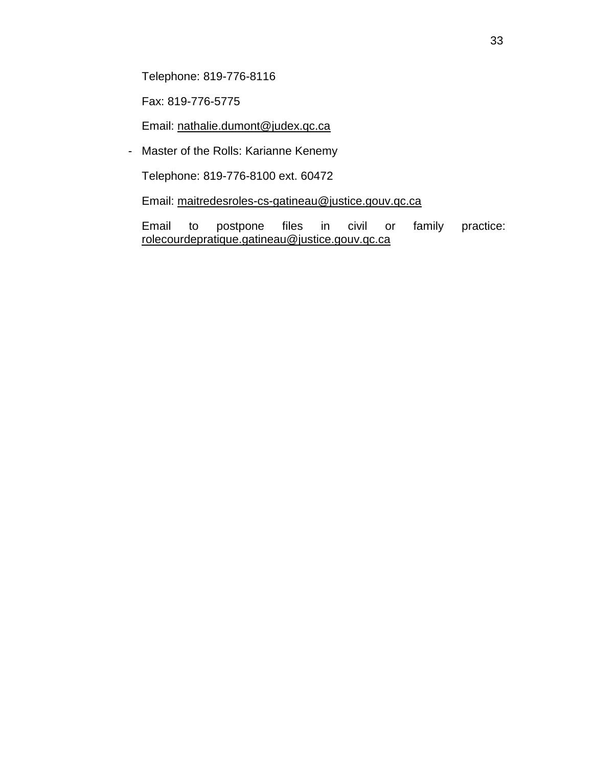Telephone: 819-776-8116

Fax: 819-776-5775

Email: nathalie.dumont@judex.qc.ca

- Master of the Rolls: Karianne Kenemy

  Telephone: 819-776-8100 ext. 60472

  Email: maitredesroles-cs-gatineau@justice.gouv.qc.ca

  Email to postpone files in civil or family practice: rolecourdepratique.gatineau@justice.gouv.qc.ca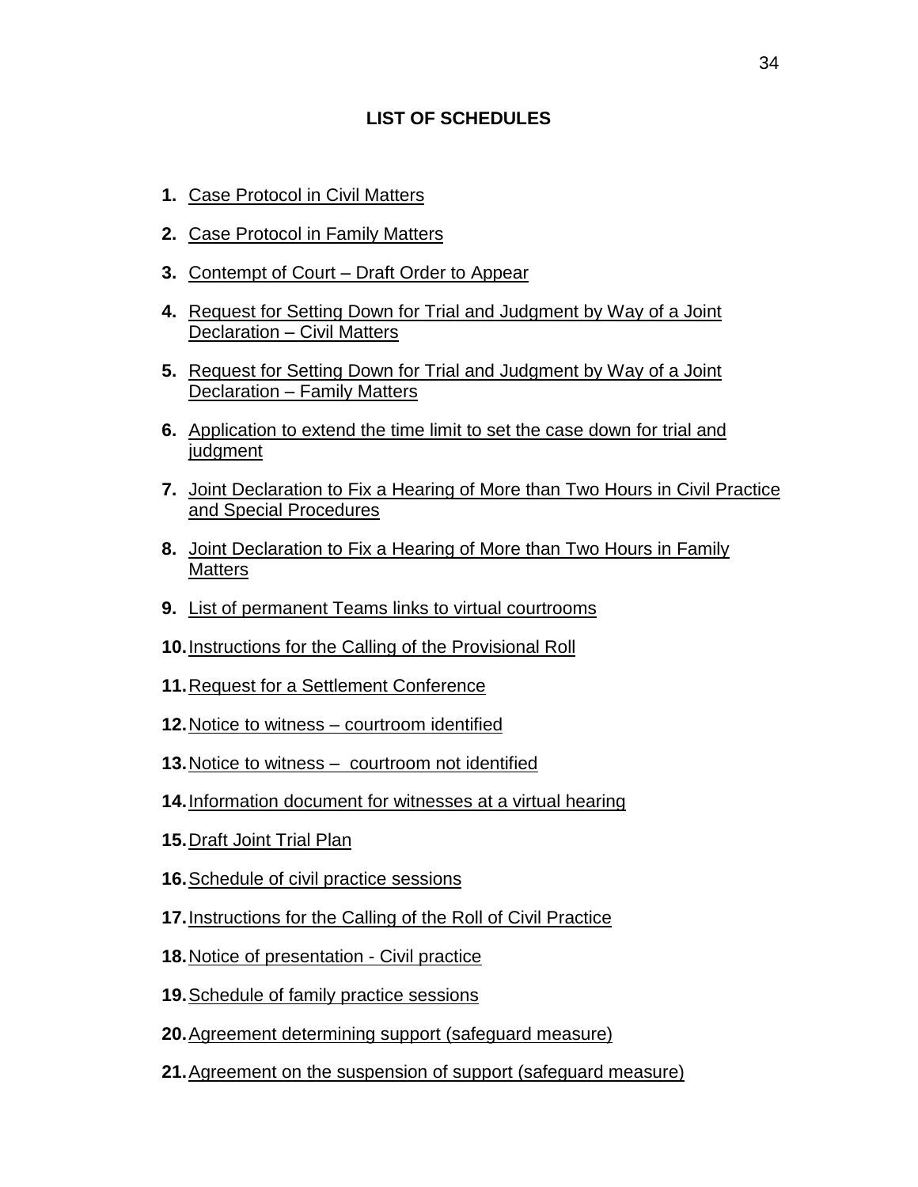# LIST OF SCHEDULES

1. Case Protocol in Civil Matters
2. Case Protocol in Family Matters
3. Contempt of Court – Draft Order to Appear
4. Request for Setting Down for Trial and Judgment by Way of a Joint Declaration – Civil Matters
5. Request for Setting Down for Trial and Judgment by Way of a Joint Declaration – Family Matters
6. Application to extend the time limit to set the case down for trial and judgment
7. Joint Declaration to Fix a Hearing of More than Two Hours in Civil Practice and Special Procedures
8. Joint Declaration to Fix a Hearing of More than Two Hours in Family Matters
9. List of permanent Teams links to virtual courtrooms
10. Instructions for the Calling of the Provisional Roll
11. Request for a Settlement Conference
12. Notice to witness – courtroom identified
13. Notice to witness – courtroom not identified
14. Information document for witnesses at a virtual hearing
15. Draft Joint Trial Plan
16. Schedule of civil practice sessions
17. Instructions for the Calling of the Roll of Civil Practice
18. Notice of presentation - Civil practice
19. Schedule of family practice sessions
20. Agreement determining support (safeguard measure)
21. Agreement on the suspension of support (safeguard measure)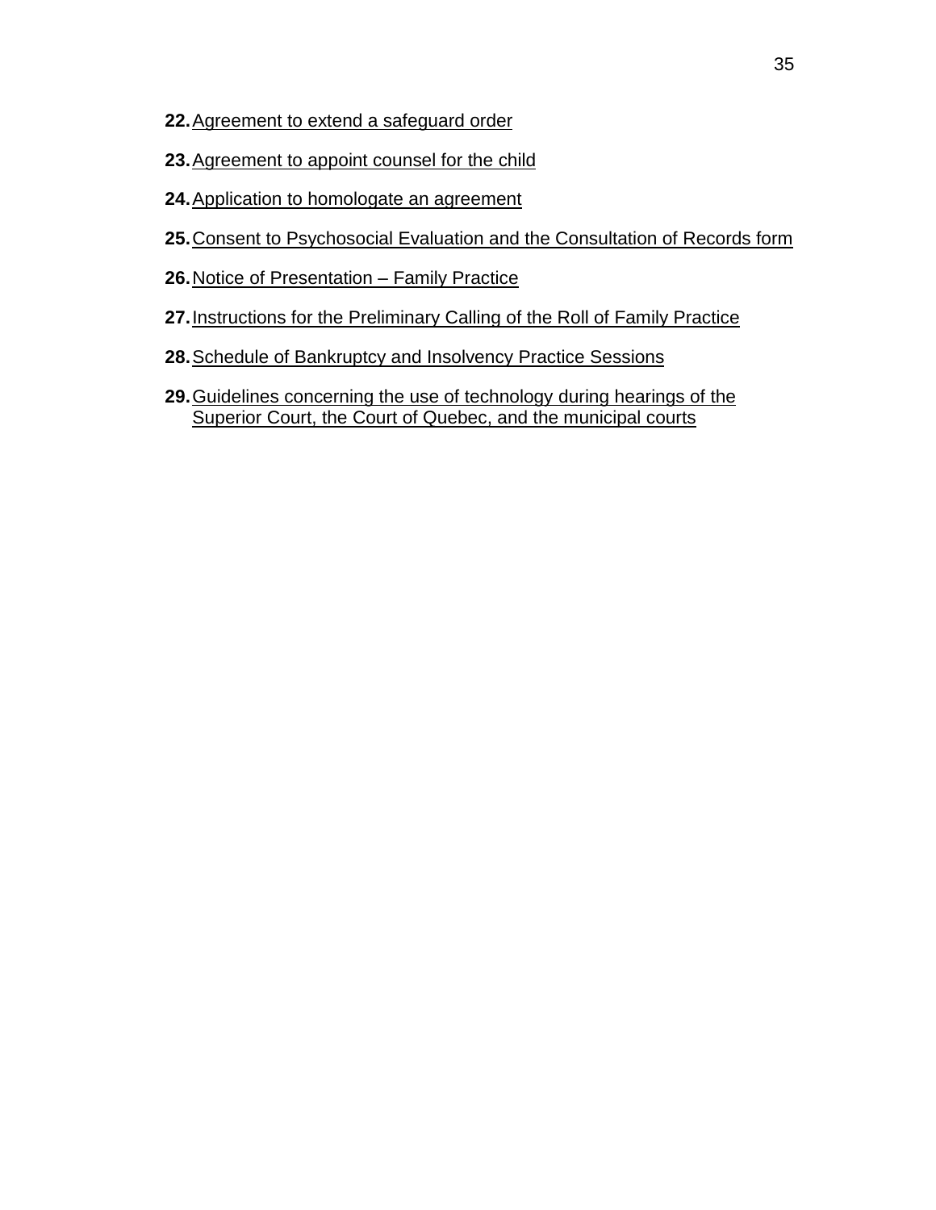22. Agreement to extend a safeguard order
23. Agreement to appoint counsel for the child
24. Application to homologate an agreement
25. Consent to Psychosocial Evaluation and the Consultation of Records form
26. Notice of Presentation – Family Practice
27. Instructions for the Preliminary Calling of the Roll of Family Practice
28. Schedule of Bankruptcy and Insolvency Practice Sessions
29. Guidelines concerning the use of technology during hearings of the Superior Court, the Court of Quebec, and the municipal courts